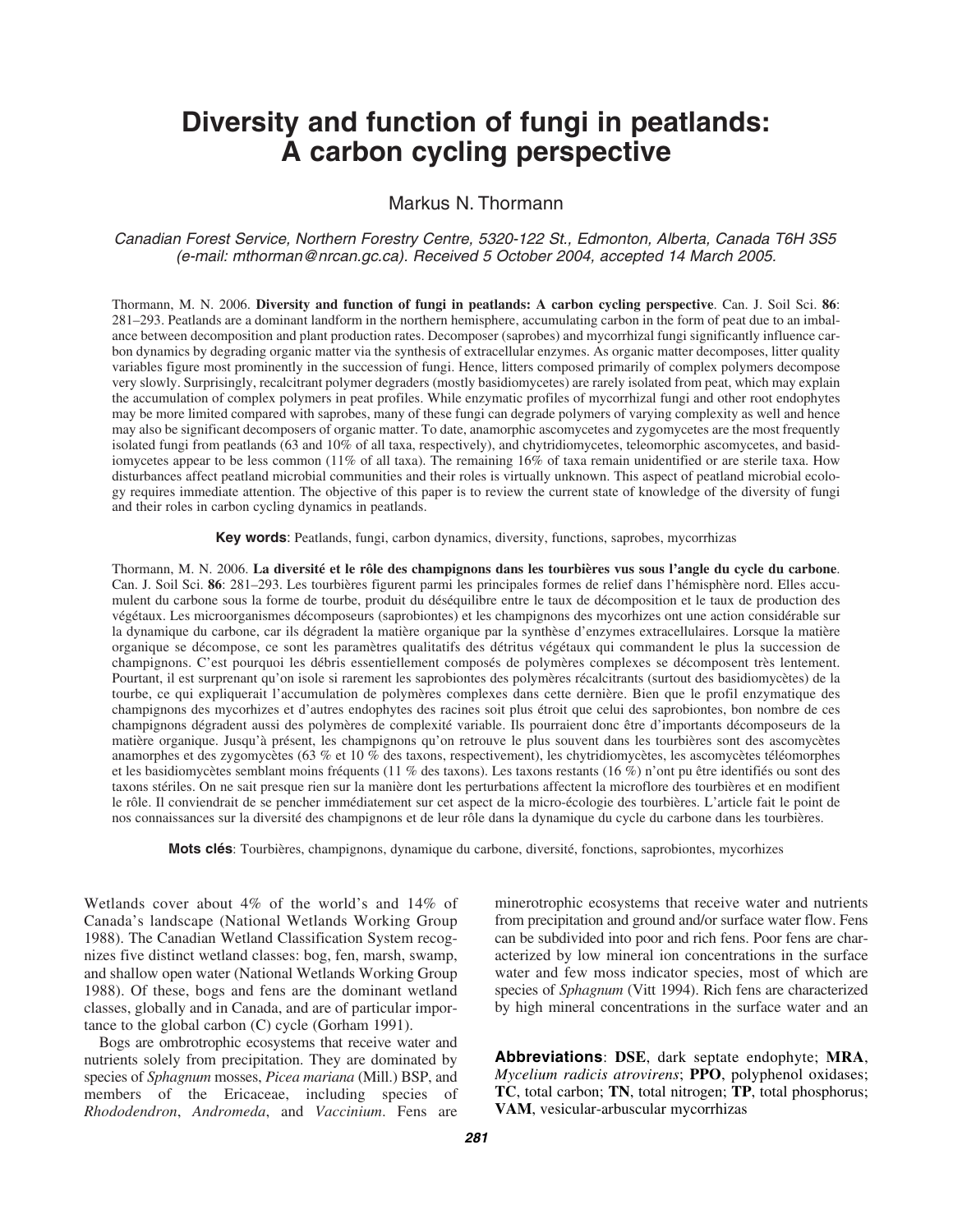# Diversity and function of fungi in peatlands: A carbon cycling perspective

Markus N. Thormann

*Canadian Forest Service, Northern Forestry Centre, 5320-122 St., Edmonton, Alberta, Canada T6H 3S5 (e-mail: mthorman@nrcan.gc.ca). Received 5 October 2004, accepted 14 March 2005.*

Thormann, M. N. 2006. **Diversity and function of fungi in peatlands: A carbon cycling perspective**. Can. J. Soil Sci. **86**: 281–293. Peatlands are a dominant landform in the northern hemisphere, accumulating carbon in the form of peat due to an imbalance between decomposition and plant production rates. Decomposer (saprobes) and mycorrhizal fungi significantly influence carbon dynamics by degrading organic matter via the synthesis of extracellular enzymes. As organic matter decomposes, litter quality variables figure most prominently in the succession of fungi. Hence, litters composed primarily of complex polymers decompose very slowly. Surprisingly, recalcitrant polymer degraders (mostly basidiomycetes) are rarely isolated from peat, which may explain the accumulation of complex polymers in peat profiles. While enzymatic profiles of mycorrhizal fungi and other root endophytes may be more limited compared with saprobes, many of these fungi can degrade polymers of varying complexity as well and hence may also be significant decomposers of organic matter. To date, anamorphic ascomycetes and zygomycetes are the most frequently isolated fungi from peatlands (63 and 10% of all taxa, respectively), and chytridiomycetes, teleomorphic ascomycetes, and basidiomycetes appear to be less common (11% of all taxa). The remaining 16% of taxa remain unidentified or are sterile taxa. How disturbances affect peatland microbial communities and their roles is virtually unknown. This aspect of peatland microbial ecology requires immediate attention. The objective of this paper is to review the current state of knowledge of the diversity of fungi and their roles in carbon cycling dynamics in peatlands.

**Key words**: Peatlands, fungi, carbon dynamics, diversity, functions, saprobes, mycorrhizas

Thormann, M. N. 2006. **La diversité et le rôle des champignons dans les tourbières vus sous l'angle du cycle du carbone**. Can. J. Soil Sci. **86**: 281–293. Les tourbières figurent parmi les principales formes de relief dans l'hémisphère nord. Elles accumulent du carbone sous la forme de tourbe, produit du déséquilibre entre le taux de décomposition et le taux de production des végétaux. Les microorganismes décomposeurs (saprobiontes) et les champignons des mycorhizes ont une action considérable sur la dynamique du carbone, car ils dégradent la matière organique par la synthèse d'enzymes extracellulaires. Lorsque la matière organique se décompose, ce sont les paramètres qualitatifs des détritus végétaux qui commandent le plus la succession de champignons. C'est pourquoi les débris essentiellement composés de polymères complexes se décomposent très lentement. Pourtant, il est surprenant qu'on isole si rarement les saprobiontes des polymères récalcitrants (surtout des basidiomycètes) de la tourbe, ce qui expliquerait l'accumulation de polymères complexes dans cette dernière. Bien que le profil enzymatique des champignons des mycorhizes et d'autres endophytes des racines soit plus étroit que celui des saprobiontes, bon nombre de ces champignons dégradent aussi des polymères de complexité variable. Ils pourraient donc être d'importants décomposeurs de la matière organique. Jusqu'à présent, les champignons qu'on retrouve le plus souvent dans les tourbières sont des ascomycètes anamorphes et des zygomycètes (63 % et 10 % des taxons, respectivement), les chytridiomycètes, les ascomycètes téléomorphes et les basidiomycètes semblant moins fréquents (11 % des taxons). Les taxons restants (16 %) n'ont pu être identifiés ou sont des taxons stériles. On ne sait presque rien sur la manière dont les perturbations affectent la microflore des tourbières et en modifient le rôle. Il conviendrait de se pencher immédiatement sur cet aspect de la micro-écologie des tourbières. L'article fait le point de nos connaissances sur la diversité des champignons et de leur rôle dans la dynamique du cycle du carbone dans les tourbières.

**Mots clés**: Tourbières, champignons, dynamique du carbone, diversité, fonctions, saprobiontes, mycorhizes

Wetlands cover about 4% of the world's and 14% of Canada's landscape (National Wetlands Working Group 1988). The Canadian Wetland Classification System recognizes five distinct wetland classes: bog, fen, marsh, swamp, and shallow open water (National Wetlands Working Group 1988). Of these, bogs and fens are the dominant wetland classes, globally and in Canada, and are of particular importance to the global carbon (C) cycle (Gorham 1991).

Bogs are ombrotrophic ecosystems that receive water and nutrients solely from precipitation. They are dominated by species of *Sphagnum* mosses, *Picea mariana* (Mill.) BSP, and members of the Ericaceae, including species of *Rhododendron*, *Andromeda*, and *Vaccinium*. Fens are minerotrophic ecosystems that receive water and nutrients from precipitation and ground and/or surface water flow. Fens can be subdivided into poor and rich fens. Poor fens are characterized by low mineral ion concentrations in the surface water and few moss indicator species, most of which are species of *Sphagnum* (Vitt 1994). Rich fens are characterized by high mineral concentrations in the surface water and an

**Abbreviations**: **DSE**, dark septate endophyte; **MRA**, *Mycelium radicis atrovirens*; **PPO**, polyphenol oxidases; **TC**, total carbon; **TN**, total nitrogen; **TP**, total phosphorus; **VAM**, vesicular-arbuscular mycorrhizas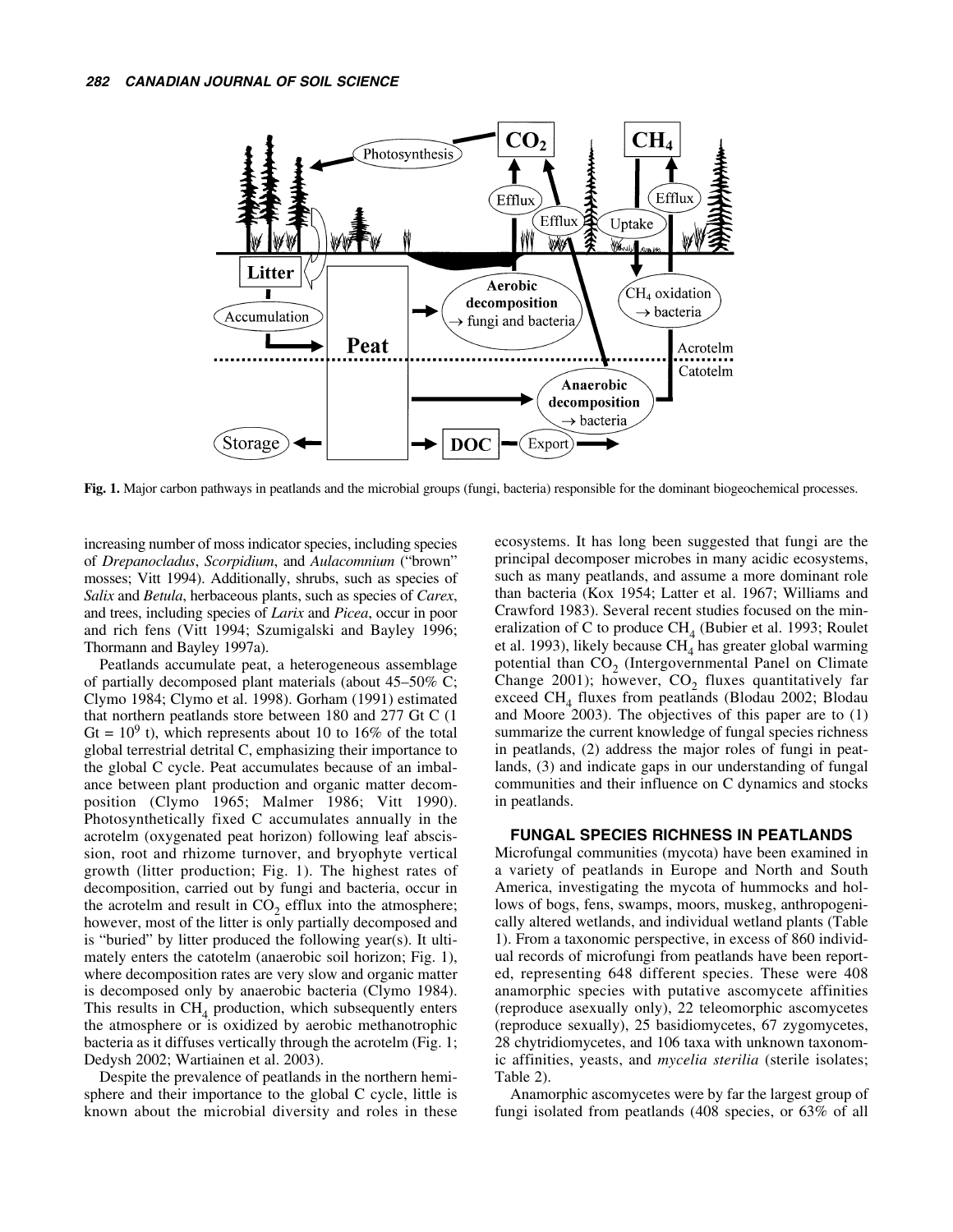Fig. 1. Major carbon pathways in peatlands and the microbial groups (fungi, bacteria) responsible for the dominant biogeochemical processes.

increasing number of moss indicator species, including species of *Drepanocladus*, *Scorpidium*, and *Aulacomnium* ("brown" mosses; Vitt 1994). Additionally, shrubs, such as species of *Salix* and *Betula*, herbaceous plants, such as species of *Carex*, and trees, including species of *Larix* and *Picea*, occur in poor and rich fens (Vitt 1994; Szumigalski and Bayley 1996; Thormann and Bayley 1997a).

Peatlands accumulate peat, a heterogeneous assemblage of partially decomposed plant materials (about 45–50% C; Clymo 1984; Clymo et al. 1998). Gorham (1991) estimated that northern peatlands store between 180 and 277 Gt C (1 Gt = $10^9$ t), which represents about 10 to 16% of the total global terrestrial detrital C, emphasizing their importance to the global C cycle. Peat accumulates because of an imbalance between plant production and organic matter decomposition (Clymo 1965; Malmer 1986; Vitt 1990). Photosynthetically fixed C accumulates annually in the acrotelm (oxygenated peat horizon) following leaf abscission, root and rhizome turnover, and bryophyte vertical growth (litter production; Fig. 1). The highest rates of decomposition, carried out by fungi and bacteria, occur in the acrotelm and result in $CO_2$ efflux into the atmosphere; however, most of the litter is only partially decomposed and is "buried" by litter produced the following year(s). It ultimately enters the catotelm (anaerobic soil horizon; Fig. 1), where decomposition rates are very slow and organic matter is decomposed only by anaerobic bacteria (Clymo 1984). This results in $CH_4$ production, which subsequently enters the atmosphere or is oxidized by aerobic methanotrophic bacteria as it diffuses vertically through the acrotelm (Fig. 1; Dedysh 2002; Wartiainen et al. 2003).

Despite the prevalence of peatlands in the northern hemisphere and their importance to the global C cycle, little is known about the microbial diversity and roles in these ecosystems. It has long been suggested that fungi are the principal decomposer microbes in many acidic ecosystems, such as many peatlands, and assume a more dominant role than bacteria (Kox 1954; Latter et al. 1967; Williams and Crawford 1983). Several recent studies focused on the mineralization of C to produce $CH_4$ (Bubier et al. 1993; Roulet et al. 1993), likely because $CH_4$ has greater global warming potential than $CO_2$ (Intergovernmental Panel on Climate Change 2001); however, $CO_2$ fluxes quantitatively far exceed $CH_4$ fluxes from peatlands (Blodau 2002; Blodau and Moore 2003). The objectives of this paper are to (1) summarize the current knowledge of fungal species richness in peatlands, (2) address the major roles of fungi in peatlands, (3) and indicate gaps in our understanding of fungal communities and their influence on C dynamics and stocks in peatlands.

## FUNGAL SPECIES RICHNESS IN PEATLANDS

Microfungal communities (mycota) have been examined in a variety of peatlands in Europe and North and South America, investigating the mycota of hummocks and hollows of bogs, fens, swamps, moors, muskeg, anthropogenically altered wetlands, and individual wetland plants (Table 1). From a taxonomic perspective, in excess of 860 individual records of microfungi from peatlands have been reported, representing 648 different species. These were 408 anamorphic species with putative ascomycete affinities (reproduce asexually only), 22 teleomorphic ascomycetes (reproduce sexually), 25 basidiomycetes, 67 zygomycetes, 28 chytridiomycetes, and 106 taxa with unknown taxonomic affinities, yeasts, and *mycelia sterilia* (sterile isolates; Table 2).

Anamorphic ascomycetes were by far the largest group of fungi isolated from peatlands (408 species, or 63% of all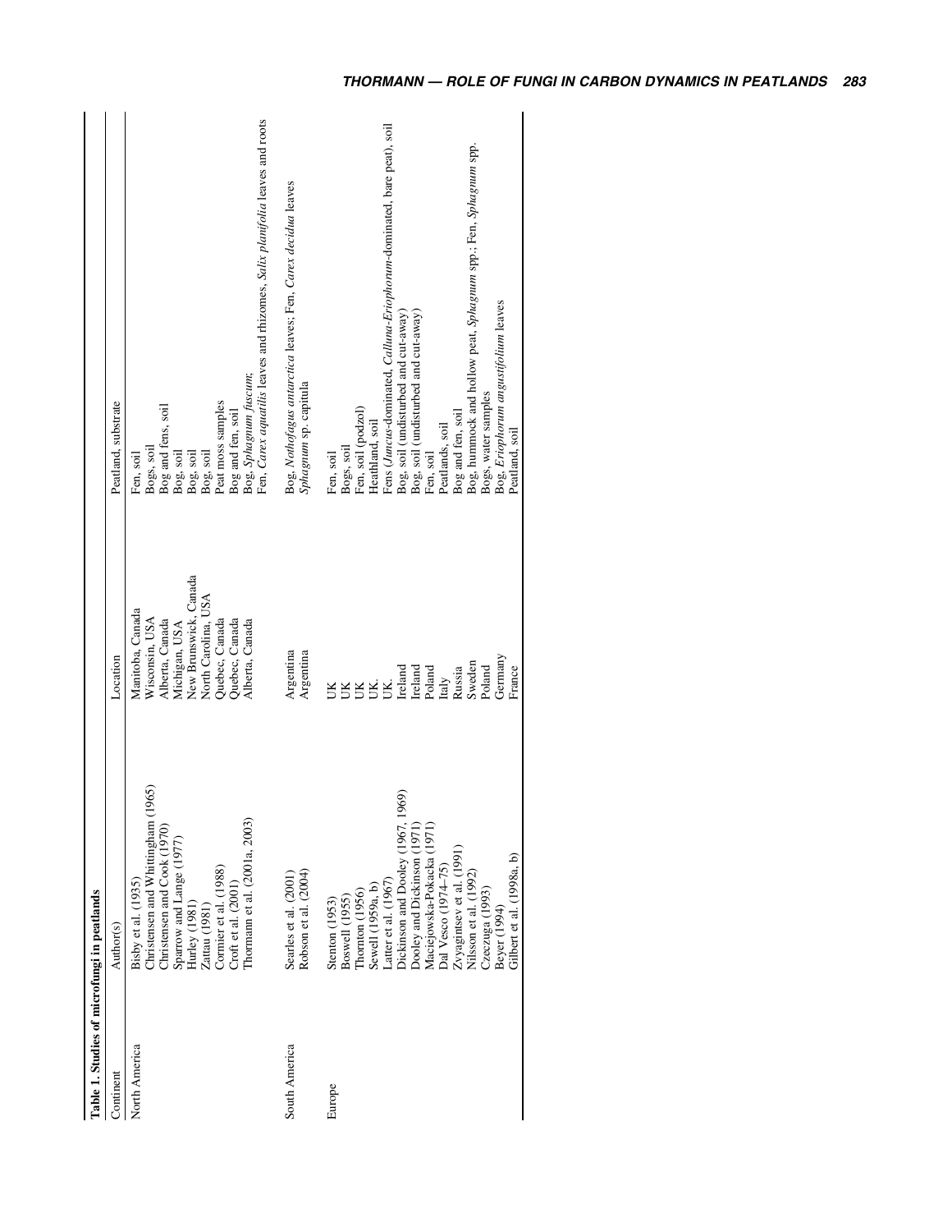**Table 1. Studies of microfungi in peatlands**

| Continent | Author(s) | Location | Peatland, substrate |
|---|---|---|---|
| North America | Bisby et al. (1935) | Manitoba, Canada | Fen, soil |
| | Christensen and Whittingham (1965) | Wisconsin, USA | Bogs, soil |
| | Christensen and Cook (1970) | Alberta, Canada | Bog and fens, soil |
| | Sparrow and Lange (1977) | Michigan, USA | Bog, soil |
| | Hurley (1981) | New Brunswick, Canada | Bog, soil |
| | Zattau (1981) | North Carolina, USA | Bog, soil |
| | Cormier et al. (1988) | Quebec, Canada | Peat moss samples |
| | Croft et al. (2001) | Quebec, Canada | Bog and fen, soil |
| | Thormann et al. (2001a, 2003) | Alberta, Canada | Bog, *Sphagnum fuscum*; Fen, *Carex aquatilis* leaves and rhizomes, *Salix planifolia* leaves and roots |
| South America | Searles et al. (2001) | Argentina | Bog, *Nothofagus antarctica* leaves; Fen, *Carex decidua* leaves |
| | Robson et al. (2004) | Argentina | *Sphagnum* sp. capitula |
| Europe | Stenton (1953) | UK | Fen, soil |
| | Boswell (1955) | UK | Bogs, soil |
| | Thornton (1956) | UK | Fen, soil (podzol) |
| | Sewell (1959a, b) | UK. | Heathland, soil |
| | Latter et al. (1967) | UK | Fens (*Juncus*-dominated, *Calluna*-*Eriophorum*-dominated, bare peat), soil |
| | Dickinson and Dooley (1967, 1969) | Ireland | Bog, soil (undisturbed and cut-away) |
| | Dooley and Dickinson (1971) | Ireland | Bog, soil (undisturbed and cut-away) |
| | Maciejowska-Pokacka (1971) | Poland | Fen, soil |
| | Dal Vesco (1974–75) | Italy | Peatlands, soil |
| | Zvyagintsev et al. (1991) | Russia | Bog and fen, soil |
| | Nilsson et al. (1992) | Sweden | Bog, hummock and hollow peat, *Sphagnum* spp.; Fen, *Sphagnum* spp. |
| | Czeczuga (1993) | Poland | Bogs, water samples |
| | Beyer (1994) | Germany | Bog, *Eriophorum angustifolium* leaves |
| | Gilbert et al. (1998a, b) | France | Peatland, soil |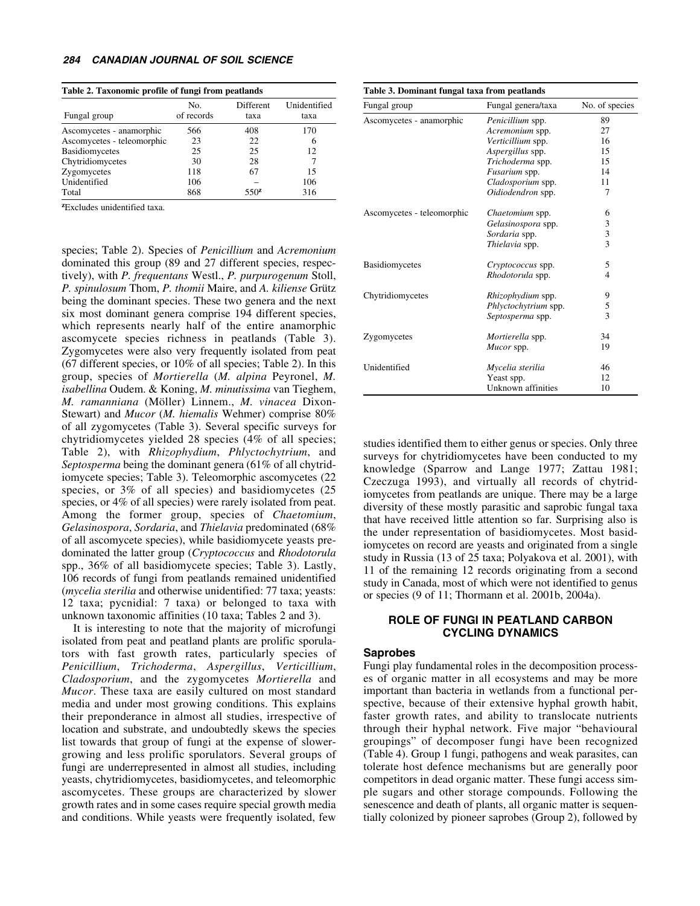**Table 2. Taxonomic profile of fungi from peatlands**

| Fungal group | No. of records | Different taxa | Unidentified taxa |
|---|---|---|---|
| Ascomycetes - anamorphic | 566 | 408 | 170 |
| Ascomycetes - teleomorphic | 23 | 22 | 6 |
| Basidiomycetes | 25 | 25 | 12 |
| Chytridiomycetes | 30 | 28 | 7 |
| Zygomycetes | 118 | 67 | 15 |
| Unidentified | 106 | – | 106 |
| Total | 868 | 550[z] | 316 |

[z]Excludes unidentified taxa.

**Table 3. Dominant fungal taxa from peatlands**

| Fungal group | Fungal genera/taxa | No. of species |
|---|---|---|
| Ascomycetes - anamorphic | *Penicillium* spp. | 89 |
| | *Acremonium* spp. | 27 |
| | *Verticillium* spp. | 16 |
| | *Aspergillus* spp. | 15 |
| | *Trichoderma* spp. | 15 |
| | *Fusarium* spp. | 14 |
| | *Cladosporium* spp. | 11 |
| | *Oidiodendron* spp. | 7 |
| Ascomycetes - teleomorphic | *Chaetomium* spp. | 6 |
| | *Gelasinospora* spp. | 3 |
| | *Sordaria* spp. | 3 |
| | *Thielavia* spp. | 3 |
| Basidiomycetes | *Cryptococcus* spp. | 5 |
| | *Rhodotorula* spp. | 4 |
| Chytridiomycetes | *Rhizophydium* spp. | 9 |
| | *Phlyctochytrium* spp. | 5 |
| | *Septosperma* spp. | 3 |
| Zygomycetes | *Mortierella* spp. | 34 |
| | *Mucor* spp. | 19 |
| Unidentified | *Mycelia sterilia* | 46 |
| | Yeast spp. | 12 |
| | Unknown affinities | 10 |

species; Table 2). Species of *Penicillium* and *Acremonium* dominated this group (89 and 27 different species, respectively), with *P. frequentans* Westl., *P. purpurogenum* Stoll, *P. spinulosum* Thom, *P. thomii* Maire, and *A. kiliense* Grütz being the dominant species. These two genera and the next six most dominant genera comprise 194 different species, which represents nearly half of the entire anamorphic ascomycete species richness in peatlands (Table 3). Zygomycetes were also very frequently isolated from peat (67 different species, or 10% of all species; Table 2). In this group, species of *Mortierella* (*M. alpina* Peyronel, *M. isabellina* Oudem. & Koning, *M. minutissima* van Tieghem, *M. ramanniana* (Möller) Linnem., *M. vinacea* Dixon-Stewart) and *Mucor* (*M. hiemalis* Wehmer) comprise 80% of all zygomycetes (Table 3). Several specific surveys for chytridiomycetes yielded 28 species (4% of all species; Table 2), with *Rhizophydium*, *Phlyctochytrium*, and *Septosperma* being the dominant genera (61% of all chytridiomycete species; Table 3). Teleomorphic ascomycetes (22 species, or 3% of all species) and basidiomycetes (25 species, or 4% of all species) were rarely isolated from peat. Among the former group, species of *Chaetomium*, *Gelasinospora*, *Sordaria*, and *Thielavia* predominated (68% of all ascomycete species), while basidiomycete yeasts predominated the latter group (*Cryptococcus* and *Rhodotorula* spp., 36% of all basidiomycete species; Table 3). Lastly, 106 records of fungi from peatlands remained unidentified (*mycelia sterilia* and otherwise unidentified: 77 taxa; yeasts: 12 taxa; pycnidial: 7 taxa) or belonged to taxa with unknown taxonomic affinities (10 taxa; Tables 2 and 3).

It is interesting to note that the majority of microfungi isolated from peat and peatland plants are prolific sporulators with fast growth rates, particularly species of *Penicillium*, *Trichoderma*, *Aspergillus*, *Verticillium*, *Cladosporium*, and the zygomycetes *Mortierella* and *Mucor*. These taxa are easily cultured on most standard media and under most growing conditions. This explains their preponderance in almost all studies, irrespective of location and substrate, and undoubtedly skews the species list towards that group of fungi at the expense of slower-growing and less prolific sporulators. Several groups of fungi are underrepresented in almost all studies, including yeasts, chytridiomycetes, basidiomycetes, and teleomorphic ascomycetes. These groups are characterized by slower growth rates and in some cases require special growth media and conditions. While yeasts were frequently isolated, few studies identified them to either genus or species. Only three surveys for chytridiomycetes have been conducted to my knowledge (Sparrow and Lange 1977; Zattau 1981; Czeczuga 1993), and virtually all records of chytridiomycetes from peatlands are unique. There may be a large diversity of these mostly parasitic and saprobic fungal taxa that have received little attention so far. Surprising also is the under representation of basidiomycetes. Most basidiomycetes on record are yeasts and originated from a single study in Russia (13 of 25 taxa; Polyakova et al. 2001), with 11 of the remaining 12 records originating from a second study in Canada, most of which were not identified to genus or species (9 of 11; Thormann et al. 2001b, 2004a).

## ROLE OF FUNGI IN PEATLAND CARBON CYCLING DYNAMICS

### Saprobes

Fungi play fundamental roles in the decomposition processes of organic matter in all ecosystems and may be more important than bacteria in wetlands from a functional perspective, because of their extensive hyphal growth habit, faster growth rates, and ability to translocate nutrients through their hyphal network. Five major "behavioural groupings" of decomposer fungi have been recognized (Table 4). Group 1 fungi, pathogens and weak parasites, can tolerate host defence mechanisms but are generally poor competitors in dead organic matter. These fungi access simple sugars and other storage compounds. Following the senescence and death of plants, all organic matter is sequentially colonized by pioneer saprobes (Group 2), followed by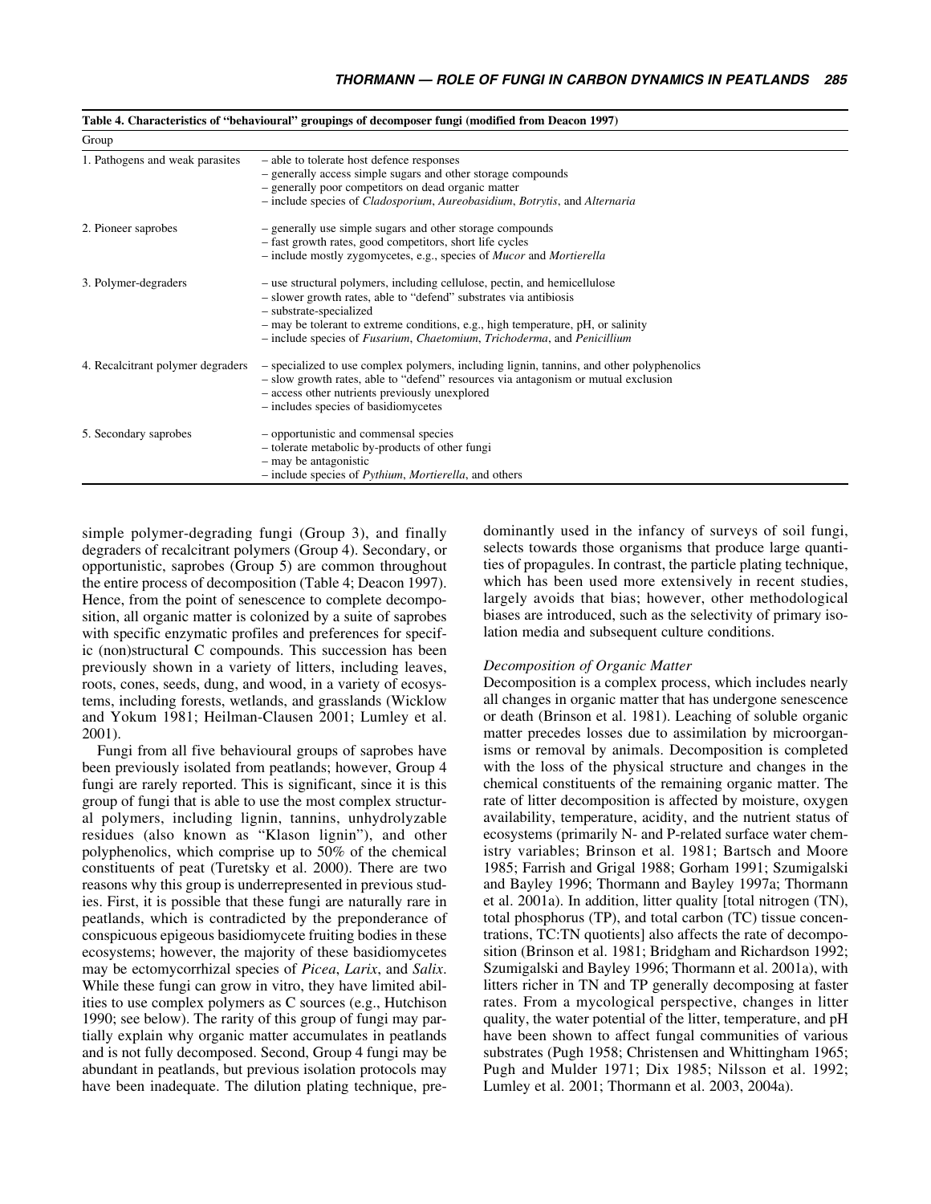**Table 4. Characteristics of "behavioural" groupings of decomposer fungi (modified from Deacon 1997)**

| Group | |
|---|---|
| 1. Pathogens and weak parasites | – able to tolerate host defence responses<br>– generally access simple sugars and other storage compounds<br>– generally poor competitors on dead organic matter<br>– include species of *Cladosporium*, *Aureobasidium*, *Botrytis*, and *Alternaria* |
| 2. Pioneer saprobes | – generally use simple sugars and other storage compounds<br>– fast growth rates, good competitors, short life cycles<br>– include mostly zygomycetes, e.g., species of *Mucor* and *Mortierella* |
| 3. Polymer-degraders | – use structural polymers, including cellulose, pectin, and hemicellulose<br>– slower growth rates, able to "defend" substrates via antibiosis<br>– substrate-specialized<br>– may be tolerant to extreme conditions, e.g., high temperature, pH, or salinity<br>– include species of *Fusarium*, *Chaetomium*, *Trichoderma*, and *Penicillium* |
| 4. Recalcitrant polymer degraders | – specialized to use complex polymers, including lignin, tannins, and other polyphenolics<br>– slow growth rates, able to "defend" resources via antagonism or mutual exclusion<br>– access other nutrients previously unexplored<br>– includes species of basidiomycetes |
| 5. Secondary saprobes | – opportunistic and commensal species<br>– tolerate metabolic by-products of other fungi<br>– may be antagonistic<br>– include species of *Pythium*, *Mortierella*, and others |

simple polymer-degrading fungi (Group 3), and finally degraders of recalcitrant polymers (Group 4). Secondary, or opportunistic, saprobes (Group 5) are common throughout the entire process of decomposition (Table 4; Deacon 1997). Hence, from the point of senescence to complete decomposition, all organic matter is colonized by a suite of saprobes with specific enzymatic profiles and preferences for specific (non)structural C compounds. This succession has been previously shown in a variety of litters, including leaves, roots, cones, seeds, dung, and wood, in a variety of ecosystems, including forests, wetlands, and grasslands (Wicklow and Yokum 1981; Heilman-Clausen 2001; Lumley et al. 2001).

Fungi from all five behavioural groups of saprobes have been previously isolated from peatlands; however, Group 4 fungi are rarely reported. This is significant, since it is this group of fungi that is able to use the most complex structural polymers, including lignin, tannins, unhydrolyzable residues (also known as "Klason lignin"), and other polyphenolics, which comprise up to 50% of the chemical constituents of peat (Turetsky et al. 2000). There are two reasons why this group is underrepresented in previous studies. First, it is possible that these fungi are naturally rare in peatlands, which is contradicted by the preponderance of conspicuous epigeous basidiomycete fruiting bodies in these ecosystems; however, the majority of these basidiomycetes may be ectomycorrhizal species of *Picea*, *Larix*, and *Salix*. While these fungi can grow in vitro, they have limited abilities to use complex polymers as C sources (e.g., Hutchison 1990; see below). The rarity of this group of fungi may partially explain why organic matter accumulates in peatlands and is not fully decomposed. Second, Group 4 fungi may be abundant in peatlands, but previous isolation protocols may have been inadequate. The dilution plating technique, predominantly used in the infancy of surveys of soil fungi, selects towards those organisms that produce large quantities of propagules. In contrast, the particle plating technique, which has been used more extensively in recent studies, largely avoids that bias; however, other methodological biases are introduced, such as the selectivity of primary isolation media and subsequent culture conditions.

### Decomposition of Organic Matter

Decomposition is a complex process, which includes nearly all changes in organic matter that has undergone senescence or death (Brinson et al. 1981). Leaching of soluble organic matter precedes losses due to assimilation by microorganisms or removal by animals. Decomposition is completed with the loss of the physical structure and changes in the chemical constituents of the remaining organic matter. The rate of litter decomposition is affected by moisture, oxygen availability, temperature, acidity, and the nutrient status of ecosystems (primarily N- and P-related surface water chemistry variables; Brinson et al. 1981; Bartsch and Moore 1985; Farrish and Grigal 1988; Gorham 1991; Szumigalski and Bayley 1996; Thormann and Bayley 1997a; Thormann et al. 2001a). In addition, litter quality [total nitrogen (TN), total phosphorus (TP), and total carbon (TC) tissue concentrations, TC:TN quotients] also affects the rate of decomposition (Brinson et al. 1981; Bridgham and Richardson 1992; Szumigalski and Bayley 1996; Thormann et al. 2001a), with litters richer in TN and TP generally decomposing at faster rates. From a mycological perspective, changes in litter quality, the water potential of the litter, temperature, and pH have been shown to affect fungal communities of various substrates (Pugh 1958; Christensen and Whittingham 1965; Pugh and Mulder 1971; Dix 1985; Nilsson et al. 1992; Lumley et al. 2001; Thormann et al. 2003, 2004a).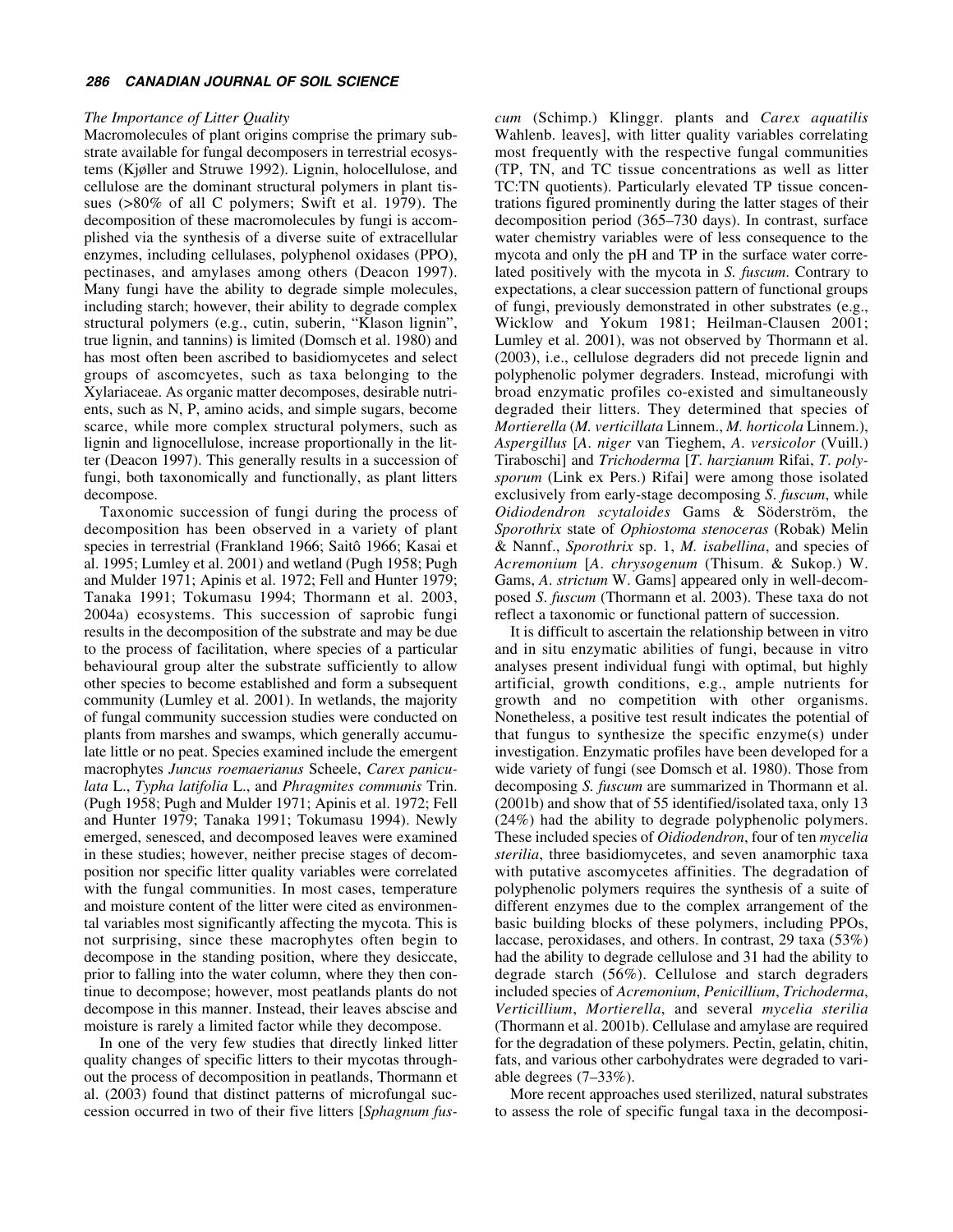### *The Importance of Litter Quality*

Macromolecules of plant origins comprise the primary substrate available for fungal decomposers in terrestrial ecosystems (Kjøller and Struwe 1992). Lignin, holocellulose, and cellulose are the dominant structural polymers in plant tissues (>80% of all C polymers; Swift et al. 1979). The decomposition of these macromolecules by fungi is accomplished via the synthesis of a diverse suite of extracellular enzymes, including cellulases, polyphenol oxidases (PPO), pectinases, and amylases among others (Deacon 1997). Many fungi have the ability to degrade simple molecules, including starch; however, their ability to degrade complex structural polymers (e.g., cutin, suberin, "Klason lignin", true lignin, and tannins) is limited (Domsch et al. 1980) and has most often been ascribed to basidiomycetes and select groups of ascomcyetes, such as taxa belonging to the Xylariaceae. As organic matter decomposes, desirable nutrients, such as N, P, amino acids, and simple sugars, become scarce, while more complex structural polymers, such as lignin and lignocellulose, increase proportionally in the litter (Deacon 1997). This generally results in a succession of fungi, both taxonomically and functionally, as plant litters decompose.

Taxonomic succession of fungi during the process of decomposition has been observed in a variety of plant species in terrestrial (Frankland 1966; Saitô 1966; Kasai et al. 1995; Lumley et al. 2001) and wetland (Pugh 1958; Pugh and Mulder 1971; Apinis et al. 1972; Fell and Hunter 1979; Tanaka 1991; Tokumasu 1994; Thormann et al. 2003, 2004a) ecosystems. This succession of saprobic fungi results in the decomposition of the substrate and may be due to the process of facilitation, where species of a particular behavioural group alter the substrate sufficiently to allow other species to become established and form a subsequent community (Lumley et al. 2001). In wetlands, the majority of fungal community succession studies were conducted on plants from marshes and swamps, which generally accumulate little or no peat. Species examined include the emergent macrophytes *Juncus roemaerianus* Scheele, *Carex paniculata* L., *Typha latifolia* L., and *Phragmites communis* Trin. (Pugh 1958; Pugh and Mulder 1971; Apinis et al. 1972; Fell and Hunter 1979; Tanaka 1991; Tokumasu 1994). Newly emerged, senesced, and decomposed leaves were examined in these studies; however, neither precise stages of decomposition nor specific litter quality variables were correlated with the fungal communities. In most cases, temperature and moisture content of the litter were cited as environmental variables most significantly affecting the mycota. This is not surprising, since these macrophytes often begin to decompose in the standing position, where they desiccate, prior to falling into the water column, where they then continue to decompose; however, most peatlands plants do not decompose in this manner. Instead, their leaves abscise and moisture is rarely a limited factor while they decompose.

In one of the very few studies that directly linked litter quality changes of specific litters to their mycotas throughout the process of decomposition in peatlands, Thormann et al. (2003) found that distinct patterns of microfungal succession occurred in two of their five litters [*Sphagnum fuscum* (Schimp.) Klinggr. plants and *Carex aquatilis* Wahlenb. leaves], with litter quality variables correlating most frequently with the respective fungal communities (TP, TN, and TC tissue concentrations as well as litter TC:TN quotients). Particularly elevated TP tissue concentrations figured prominently during the latter stages of their decomposition period (365–730 days). In contrast, surface water chemistry variables were of less consequence to the mycota and only the pH and TP in the surface water correlated positively with the mycota in *S. fuscum*. Contrary to expectations, a clear succession pattern of functional groups of fungi, previously demonstrated in other substrates (e.g., Wicklow and Yokum 1981; Heilman-Clausen 2001; Lumley et al. 2001), was not observed by Thormann et al. (2003), i.e., cellulose degraders did not precede lignin and polyphenolic polymer degraders. Instead, microfungi with broad enzymatic profiles co-existed and simultaneously degraded their litters. They determined that species of *Mortierella* (*M. verticillata* Linnem., *M. horticola* Linnem.), *Aspergillus* [*A. niger* van Tieghem, *A. versicolor* (Vuill.) Tiraboschi] and *Trichoderma* [*T. harzianum* Rifai, *T. polysporum* (Link ex Pers.) Rifai] were among those isolated exclusively from early-stage decomposing *S. fuscum*, while *Oidiodendron scytaloides* Gams & Söderström, the *Sporothrix* state of *Ophiostoma stenoceras* (Robak) Melin & Nannf., *Sporothrix* sp. 1, *M. isabellina*, and species of *Acremonium* [*A. chrysogenum* (Thisum. & Sukop.) W. Gams, *A. strictum* W. Gams] appeared only in well-decomposed *S. fuscum* (Thormann et al. 2003). These taxa do not reflect a taxonomic or functional pattern of succession.

It is difficult to ascertain the relationship between in vitro and in situ enzymatic abilities of fungi, because in vitro analyses present individual fungi with optimal, but highly artificial, growth conditions, e.g., ample nutrients for growth and no competition with other organisms. Nonetheless, a positive test result indicates the potential of that fungus to synthesize the specific enzyme(s) under investigation. Enzymatic profiles have been developed for a wide variety of fungi (see Domsch et al. 1980). Those from decomposing *S. fuscum* are summarized in Thormann et al. (2001b) and show that of 55 identified/isolated taxa, only 13 (24%) had the ability to degrade polyphenolic polymers. These included species of *Oidiodendron*, four of ten *mycelia sterilia*, three basidiomycetes, and seven anamorphic taxa with putative ascomycetes affinities. The degradation of polyphenolic polymers requires the synthesis of a suite of different enzymes due to the complex arrangement of the basic building blocks of these polymers, including PPOs, laccase, peroxidases, and others. In contrast, 29 taxa (53%) had the ability to degrade cellulose and 31 had the ability to degrade starch (56%). Cellulose and starch degraders included species of *Acremonium*, *Penicillium*, *Trichoderma*, *Verticillium*, *Mortierella*, and several *mycelia sterilia* (Thormann et al. 2001b). Cellulase and amylase are required for the degradation of these polymers. Pectin, gelatin, chitin, fats, and various other carbohydrates were degraded to variable degrees (7–33%).

More recent approaches used sterilized, natural substrates to assess the role of specific fungal taxa in the decomposi-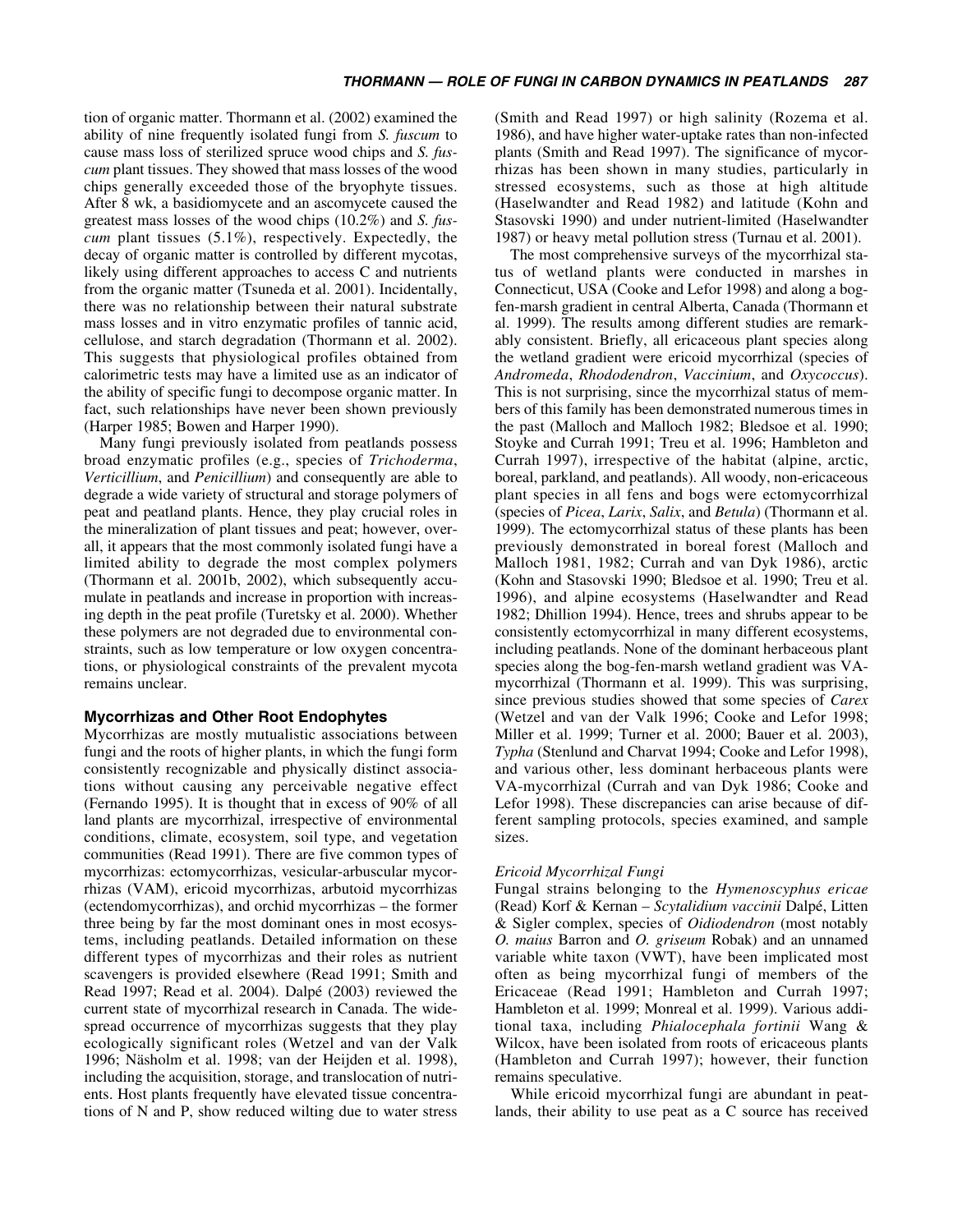tion of organic matter. Thormann et al. (2002) examined the ability of nine frequently isolated fungi from *S. fuscum* to cause mass loss of sterilized spruce wood chips and *S. fuscum* plant tissues. They showed that mass losses of the wood chips generally exceeded those of the bryophyte tissues. After 8 wk, a basidiomycete and an ascomycete caused the greatest mass losses of the wood chips (10.2%) and *S. fuscum* plant tissues (5.1%), respectively. Expectedly, the decay of organic matter is controlled by different mycotas, likely using different approaches to access C and nutrients from the organic matter (Tsuneda et al. 2001). Incidentally, there was no relationship between their natural substrate mass losses and in vitro enzymatic profiles of tannic acid, cellulose, and starch degradation (Thormann et al. 2002). This suggests that physiological profiles obtained from calorimetric tests may have a limited use as an indicator of the ability of specific fungi to decompose organic matter. In fact, such relationships have never been shown previously (Harper 1985; Bowen and Harper 1990).

Many fungi previously isolated from peatlands possess broad enzymatic profiles (e.g., species of *Trichoderma*, *Verticillium*, and *Penicillium*) and consequently are able to degrade a wide variety of structural and storage polymers of peat and peatland plants. Hence, they play crucial roles in the mineralization of plant tissues and peat; however, overall, it appears that the most commonly isolated fungi have a limited ability to degrade the most complex polymers (Thormann et al. 2001b, 2002), which subsequently accumulate in peatlands and increase in proportion with increasing depth in the peat profile (Turetsky et al. 2000). Whether these polymers are not degraded due to environmental constraints, such as low temperature or low oxygen concentrations, or physiological constraints of the prevalent mycota remains unclear.

## Mycorrhizas and Other Root Endophytes

Mycorrhizas are mostly mutualistic associations between fungi and the roots of higher plants, in which the fungi form consistently recognizable and physically distinct associations without causing any perceivable negative effect (Fernando 1995). It is thought that in excess of 90% of all land plants are mycorrhizal, irrespective of environmental conditions, climate, ecosystem, soil type, and vegetation communities (Read 1991). There are five common types of mycorrhizas: ectomycorrhizas, vesicular-arbuscular mycorrhizas (VAM), ericoid mycorrhizas, arbutoid mycorrhizas (ectendomycorrhizas), and orchid mycorrhizas – the former three being by far the most dominant ones in most ecosystems, including peatlands. Detailed information on these different types of mycorrhizas and their roles as nutrient scavengers is provided elsewhere (Read 1991; Smith and Read 1997; Read et al. 2004). Dalpé (2003) reviewed the current state of mycorrhizal research in Canada. The widespread occurrence of mycorrhizas suggests that they play ecologically significant roles (Wetzel and van der Valk 1996; Näsholm et al. 1998; van der Heijden et al. 1998), including the acquisition, storage, and translocation of nutrients. Host plants frequently have elevated tissue concentrations of N and P, show reduced wilting due to water stress (Smith and Read 1997) or high salinity (Rozema et al. 1986), and have higher water-uptake rates than non-infected plants (Smith and Read 1997). The significance of mycorrhizas has been shown in many studies, particularly in stressed ecosystems, such as those at high altitude (Haselwandter and Read 1982) and latitude (Kohn and Stasovski 1990) and under nutrient-limited (Haselwandter 1987) or heavy metal pollution stress (Turnau et al. 2001).

The most comprehensive surveys of the mycorrhizal status of wetland plants were conducted in marshes in Connecticut, USA (Cooke and Lefor 1998) and along a bog-fen-marsh gradient in central Alberta, Canada (Thormann et al. 1999). The results among different studies are remarkably consistent. Briefly, all ericaceous plant species along the wetland gradient were ericoid mycorrhizal (species of *Andromeda*, *Rhododendron*, *Vaccinium*, and *Oxycoccus*). This is not surprising, since the mycorrhizal status of members of this family has been demonstrated numerous times in the past (Malloch and Malloch 1982; Bledsoe et al. 1990; Stoyke and Currah 1991; Treu et al. 1996; Hambleton and Currah 1997), irrespective of the habitat (alpine, arctic, boreal, parkland, and peatlands). All woody, non-ericaceous plant species in all fens and bogs were ectomycorrhizal (species of *Picea*, *Larix*, *Salix*, and *Betula*) (Thormann et al. 1999). The ectomycorrhizal status of these plants has been previously demonstrated in boreal forest (Malloch and Malloch 1981, 1982; Currah and van Dyk 1986), arctic (Kohn and Stasovski 1990; Bledsoe et al. 1990; Treu et al. 1996), and alpine ecosystems (Haselwandter and Read 1982; Dhillion 1994). Hence, trees and shrubs appear to be consistently ectomycorrhizal in many different ecosystems, including peatlands. None of the dominant herbaceous plant species along the bog-fen-marsh wetland gradient was VA-mycorrhizal (Thormann et al. 1999). This was surprising, since previous studies showed that some species of *Carex* (Wetzel and van der Valk 1996; Cooke and Lefor 1998; Miller et al. 1999; Turner et al. 2000; Bauer et al. 2003), *Typha* (Stenlund and Charvat 1994; Cooke and Lefor 1998), and various other, less dominant herbaceous plants were VA-mycorrhizal (Currah and van Dyk 1986; Cooke and Lefor 1998). These discrepancies can arise because of different sampling protocols, species examined, and sample sizes.

### *Ericoid Mycorrhizal Fungi*

Fungal strains belonging to the *Hymenoscyphus ericae* (Read) Korf & Kernan – *Scytalidium vaccinii* Dalpé, Litten & Sigler complex, species of *Oidiodendron* (most notably *O. maius* Barron and *O. griseum* Robak) and an unnamed variable white taxon (VWT), have been implicated most often as being mycorrhizal fungi of members of the Ericaceae (Read 1991; Hambleton and Currah 1997; Hambleton et al. 1999; Monreal et al. 1999). Various additional taxa, including *Phialocephala fortinii* Wang & Wilcox, have been isolated from roots of ericaceous plants (Hambleton and Currah 1997); however, their function remains speculative.

While ericoid mycorrhizal fungi are abundant in peatlands, their ability to use peat as a C source has received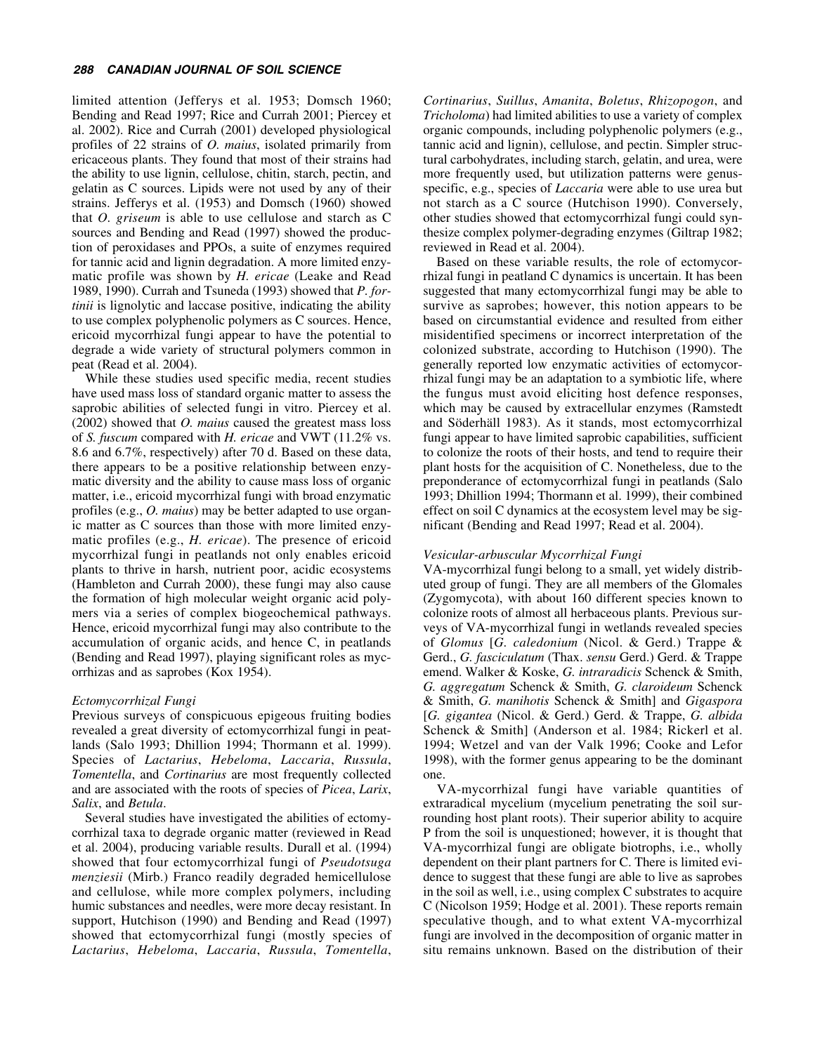limited attention (Jefferys et al. 1953; Domsch 1960; Bending and Read 1997; Rice and Currah 2001; Piercey et al. 2002). Rice and Currah (2001) developed physiological profiles of 22 strains of *O. maius*, isolated primarily from ericaceous plants. They found that most of their strains had the ability to use lignin, cellulose, chitin, starch, pectin, and gelatin as C sources. Lipids were not used by any of their strains. Jefferys et al. (1953) and Domsch (1960) showed that *O. griseum* is able to use cellulose and starch as C sources and Bending and Read (1997) showed the production of peroxidases and PPOs, a suite of enzymes required for tannic acid and lignin degradation. A more limited enzymatic profile was shown by *H. ericae* (Leake and Read 1989, 1990). Currah and Tsuneda (1993) showed that *P. fortinii* is lignolytic and laccase positive, indicating the ability to use complex polyphenolic polymers as C sources. Hence, ericoid mycorrhizal fungi appear to have the potential to degrade a wide variety of structural polymers common in peat (Read et al. 2004).

While these studies used specific media, recent studies have used mass loss of standard organic matter to assess the saprobic abilities of selected fungi in vitro. Piercey et al. (2002) showed that *O. maius* caused the greatest mass loss of *S. fuscum* compared with *H. ericae* and VWT (11.2% vs. 8.6 and 6.7%, respectively) after 70 d. Based on these data, there appears to be a positive relationship between enzymatic diversity and the ability to cause mass loss of organic matter, i.e., ericoid mycorrhizal fungi with broad enzymatic profiles (e.g., *O. maius*) may be better adapted to use organic matter as C sources than those with more limited enzymatic profiles (e.g., *H. ericae*). The presence of ericoid mycorrhizal fungi in peatlands not only enables ericoid plants to thrive in harsh, nutrient poor, acidic ecosystems (Hambleton and Currah 2000), these fungi may also cause the formation of high molecular weight organic acid polymers via a series of complex biogeochemical pathways. Hence, ericoid mycorrhizal fungi may also contribute to the accumulation of organic acids, and hence C, in peatlands (Bending and Read 1997), playing significant roles as mycorrhizas and as saprobes (Kox 1954).

### *Ectomycorrhizal Fungi*

Previous surveys of conspicuous epigeous fruiting bodies revealed a great diversity of ectomycorrhizal fungi in peatlands (Salo 1993; Dhillion 1994; Thormann et al. 1999). Species of *Lactarius*, *Hebeloma*, *Laccaria*, *Russula*, *Tomentella*, and *Cortinarius* are most frequently collected and are associated with the roots of species of *Picea*, *Larix*, *Salix*, and *Betula*.

Several studies have investigated the abilities of ectomycorrhizal taxa to degrade organic matter (reviewed in Read et al. 2004), producing variable results. Durall et al. (1994) showed that four ectomycorrhizal fungi of *Pseudotsuga menziesii* (Mirb.) Franco readily degraded hemicellulose and cellulose, while more complex polymers, including humic substances and needles, were more decay resistant. In support, Hutchison (1990) and Bending and Read (1997) showed that ectomycorrhizal fungi (mostly species of *Lactarius*, *Hebeloma*, *Laccaria*, *Russula*, *Tomentella*, *Cortinarius*, *Suillus*, *Amanita*, *Boletus*, *Rhizopogon*, and *Tricholoma*) had limited abilities to use a variety of complex organic compounds, including polyphenolic polymers (e.g., tannic acid and lignin), cellulose, and pectin. Simpler structural carbohydrates, including starch, gelatin, and urea, were more frequently used, but utilization patterns were genus-specific, e.g., species of *Laccaria* were able to use urea but not starch as a C source (Hutchison 1990). Conversely, other studies showed that ectomycorrhizal fungi could synthesize complex polymer-degrading enzymes (Giltrap 1982; reviewed in Read et al. 2004).

Based on these variable results, the role of ectomycorrhizal fungi in peatland C dynamics is uncertain. It has been suggested that many ectomycorrhizal fungi may be able to survive as saprobes; however, this notion appears to be based on circumstantial evidence and resulted from either misidentified specimens or incorrect interpretation of the colonized substrate, according to Hutchison (1990). The generally reported low enzymatic activities of ectomycorrhizal fungi may be an adaptation to a symbiotic life, where the fungus must avoid eliciting host defence responses, which may be caused by extracellular enzymes (Ramstedt and Söderhäll 1983). As it stands, most ectomycorrhizal fungi appear to have limited saprobic capabilities, sufficient to colonize the roots of their hosts, and tend to require their plant hosts for the acquisition of C. Nonetheless, due to the preponderance of ectomycorrhizal fungi in peatlands (Salo 1993; Dhillion 1994; Thormann et al. 1999), their combined effect on soil C dynamics at the ecosystem level may be significant (Bending and Read 1997; Read et al. 2004).

### *Vesicular-arbuscular Mycorrhizal Fungi*

VA-mycorrhizal fungi belong to a small, yet widely distributed group of fungi. They are all members of the Glomales (Zygomycota), with about 160 different species known to colonize roots of almost all herbaceous plants. Previous surveys of VA-mycorrhizal fungi in wetlands revealed species of *Glomus* [*G. caledonium* (Nicol. & Gerd.) Trappe & Gerd., *G. fasciculatum* (Thax. *sensu* Gerd.) Gerd. & Trappe emend. Walker & Koske, *G. intraradicis* Schenck & Smith, *G. aggregatum* Schenck & Smith, *G. claroideum* Schenck & Smith, *G. manihotis* Schenck & Smith] and *Gigaspora* [*G. gigantea* (Nicol. & Gerd.) Gerd. & Trappe, *G. albida* Schenck & Smith] (Anderson et al. 1984; Rickerl et al. 1994; Wetzel and van der Valk 1996; Cooke and Lefor 1998), with the former genus appearing to be the dominant one.

VA-mycorrhizal fungi have variable quantities of extraradical mycelium (mycelium penetrating the soil surrounding host plant roots). Their superior ability to acquire P from the soil is unquestioned; however, it is thought that VA-mycorrhizal fungi are obligate biotrophs, i.e., wholly dependent on their plant partners for C. There is limited evidence to suggest that these fungi are able to live as saprobes in the soil as well, i.e., using complex C substrates to acquire C (Nicolson 1959; Hodge et al. 2001). These reports remain speculative though, and to what extent VA-mycorrhizal fungi are involved in the decomposition of organic matter in situ remains unknown. Based on the distribution of their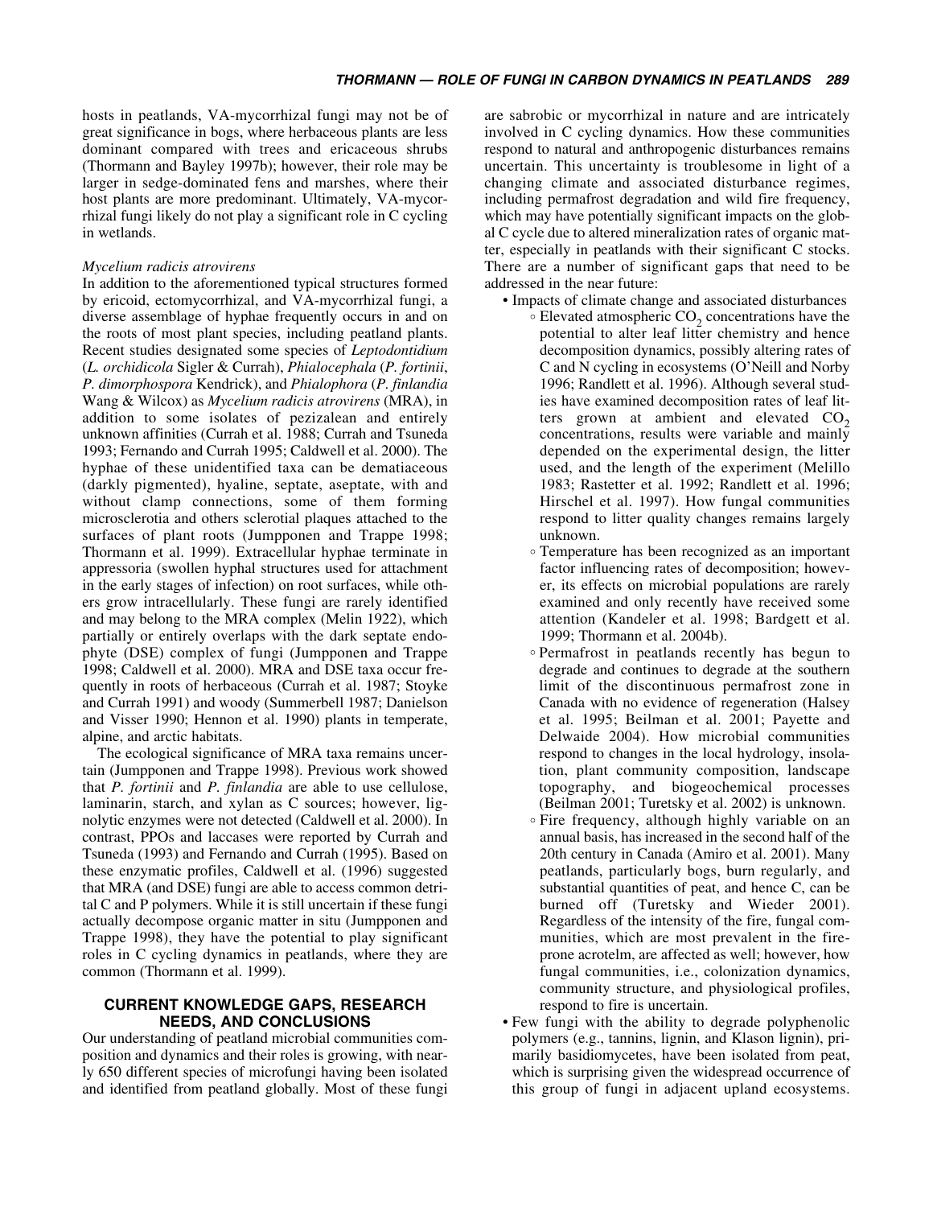hosts in peatlands, VA-mycorrhizal fungi may not be of great significance in bogs, where herbaceous plants are less dominant compared with trees and ericaceous shrubs (Thormann and Bayley 1997b); however, their role may be larger in sedge-dominated fens and marshes, where their host plants are more predominant. Ultimately, VA-mycorrhizal fungi likely do not play a significant role in C cycling in wetlands.

*Mycelium radicis atrovirens*

In addition to the aforementioned typical structures formed by ericoid, ectomycorrhizal, and VA-mycorrhizal fungi, a diverse assemblage of hyphae frequently occurs in and on the roots of most plant species, including peatland plants. Recent studies designated some species of *Leptodontidium* (*L. orchidicola* Sigler & Currah), *Phialocephala* (*P. fortinii*, *P. dimorphospora* Kendrick), and *Phialophora* (*P. finlandia* Wang & Wilcox) as *Mycelium radicis atrovirens* (MRA), in addition to some isolates of pezizalean and entirely unknown affinities (Currah et al. 1988; Currah and Tsuneda 1993; Fernando and Currah 1995; Caldwell et al. 2000). The hyphae of these unidentified taxa can be dematiaceous (darkly pigmented), hyaline, septate, aseptate, with and without clamp connections, some of them forming microsclerotia and others sclerotial plaques attached to the surfaces of plant roots (Jumpponen and Trappe 1998; Thormann et al. 1999). Extracellular hyphae terminate in appressoria (swollen hyphal structures used for attachment in the early stages of infection) on root surfaces, while others grow intracellularly. These fungi are rarely identified and may belong to the MRA complex (Melin 1922), which partially or entirely overlaps with the dark septate endophyte (DSE) complex of fungi (Jumpponen and Trappe 1998; Caldwell et al. 2000). MRA and DSE taxa occur frequently in roots of herbaceous (Currah et al. 1987; Stoyke and Currah 1991) and woody (Summerbell 1987; Danielson and Visser 1990; Hennon et al. 1990) plants in temperate, alpine, and arctic habitats.

The ecological significance of MRA taxa remains uncertain (Jumpponen and Trappe 1998). Previous work showed that *P. fortinii* and *P. finlandia* are able to use cellulose, laminarin, starch, and xylan as C sources; however, lignolytic enzymes were not detected (Caldwell et al. 2000). In contrast, PPOs and laccases were reported by Currah and Tsuneda (1993) and Fernando and Currah (1995). Based on these enzymatic profiles, Caldwell et al. (1996) suggested that MRA (and DSE) fungi are able to access common detrital C and P polymers. While it is still uncertain if these fungi actually decompose organic matter in situ (Jumpponen and Trappe 1998), they have the potential to play significant roles in C cycling dynamics in peatlands, where they are common (Thormann et al. 1999).

## CURRENT KNOWLEDGE GAPS, RESEARCH NEEDS, AND CONCLUSIONS

Our understanding of peatland microbial communities composition and dynamics and their roles is growing, with nearly 650 different species of microfungi having been isolated and identified from peatland globally. Most of these fungi are sabrobic or mycorrhizal in nature and are intricately involved in C cycling dynamics. How these communities respond to natural and anthropogenic disturbances remains uncertain. This uncertainty is troublesome in light of a changing climate and associated disturbance regimes, including permafrost degradation and wild fire frequency, which may have potentially significant impacts on the global C cycle due to altered mineralization rates of organic matter, especially in peatlands with their significant C stocks. There are a number of significant gaps that need to be addressed in the near future:

- Impacts of climate change and associated disturbances
  - Elevated atmospheric $CO_2$ concentrations have the potential to alter leaf litter chemistry and hence decomposition dynamics, possibly altering rates of C and N cycling in ecosystems (O'Neill and Norby 1996; Randlett et al. 1996). Although several studies have examined decomposition rates of leaf litters grown at ambient and elevated $CO_2$ concentrations, results were variable and mainly depended on the experimental design, the litter used, and the length of the experiment (Melillo 1983; Rastetter et al. 1992; Randlett et al. 1996; Hirschel et al. 1997). How fungal communities respond to litter quality changes remains largely unknown.
  - Temperature has been recognized as an important factor influencing rates of decomposition; however, its effects on microbial populations are rarely examined and only recently have received some attention (Kandeler et al. 1998; Bardgett et al. 1999; Thormann et al. 2004b).
  - Permafrost in peatlands recently has begun to degrade and continues to degrade at the southern limit of the discontinuous permafrost zone in Canada with no evidence of regeneration (Halsey et al. 1995; Beilman et al. 2001; Payette and Delwaide 2004). How microbial communities respond to changes in the local hydrology, insolation, plant community composition, landscape topography, and biogeochemical processes (Beilman 2001; Turetsky et al. 2002) is unknown.
  - Fire frequency, although highly variable on an annual basis, has increased in the second half of the 20th century in Canada (Amiro et al. 2001). Many peatlands, particularly bogs, burn regularly, and substantial quantities of peat, and hence C, can be burned off (Turetsky and Wieder 2001). Regardless of the intensity of the fire, fungal communities, which are most prevalent in the fire-prone acrotelm, are affected as well; however, how fungal communities, i.e., colonization dynamics, community structure, and physiological profiles, respond to fire is uncertain.
- Few fungi with the ability to degrade polyphenolic polymers (e.g., tannins, lignin, and Klason lignin), primarily basidiomycetes, have been isolated from peat, which is surprising given the widespread occurrence of this group of fungi in adjacent upland ecosystems.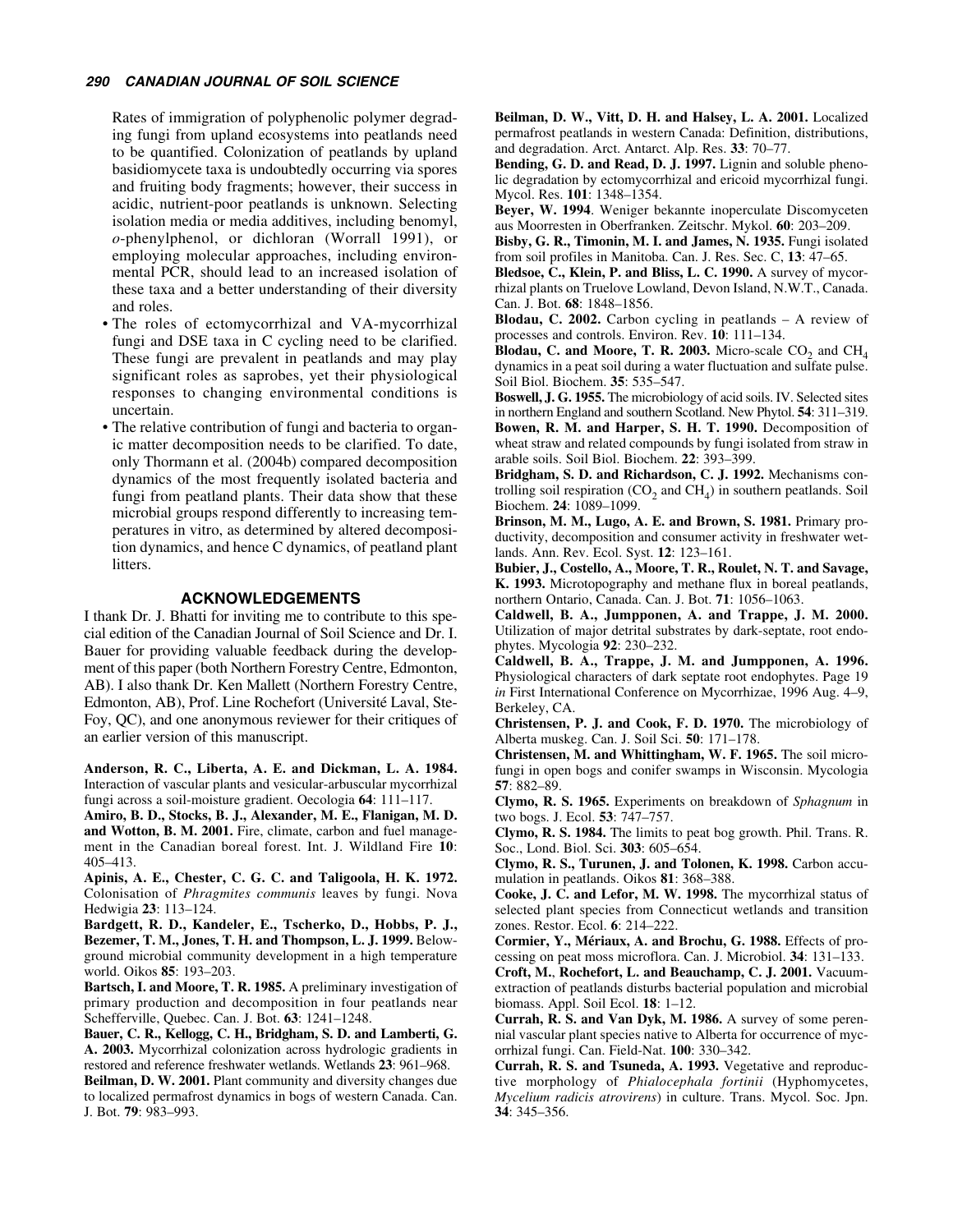Rates of immigration of polyphenolic polymer degrading fungi from upland ecosystems into peatlands need to be quantified. Colonization of peatlands by upland basidiomycete taxa is undoubtedly occurring via spores and fruiting body fragments; however, their success in acidic, nutrient-poor peatlands is unknown. Selecting isolation media or media additives, including benomyl, *o*-phenylphenol, or dichloran (Worrall 1991), or employing molecular approaches, including environmental PCR, should lead to an increased isolation of these taxa and a better understanding of their diversity and roles.

- The roles of ectomycorrhizal and VA-mycorrhizal fungi and DSE taxa in C cycling need to be clarified. These fungi are prevalent in peatlands and may play significant roles as saprobes, yet their physiological responses to changing environmental conditions is uncertain.
- The relative contribution of fungi and bacteria to organic matter decomposition needs to be clarified. To date, only Thormann et al. (2004b) compared decomposition dynamics of the most frequently isolated bacteria and fungi from peatland plants. Their data show that these microbial groups respond differently to increasing temperatures in vitro, as determined by altered decomposition dynamics, and hence C dynamics, of peatland plant litters.

## ACKNOWLEDGEMENTS

I thank Dr. J. Bhatti for inviting me to contribute to this special edition of the Canadian Journal of Soil Science and Dr. I. Bauer for providing valuable feedback during the development of this paper (both Northern Forestry Centre, Edmonton, AB). I also thank Dr. Ken Mallett (Northern Forestry Centre, Edmonton, AB), Prof. Line Rochefort (Université Laval, Ste-Foy, QC), and one anonymous reviewer for their critiques of an earlier version of this manuscript.

**Anderson, R. C., Liberta, A. E. and Dickman, L. A. 1984.** Interaction of vascular plants and vesicular-arbuscular mycorrhizal fungi across a soil-moisture gradient. Oecologia **64**: 111–117.

**Amiro, B. D., Stocks, B. J., Alexander, M. E., Flanigan, M. D. and Wotton, B. M. 2001.** Fire, climate, carbon and fuel management in the Canadian boreal forest. Int. J. Wildland Fire **10**: 405–413.

**Apinis, A. E., Chester, C. G. C. and Taligoola, H. K. 1972.** Colonisation of *Phragmites communis* leaves by fungi. Nova Hedwigia **23**: 113–124.

**Bardgett, R. D., Kandeler, E., Tscherko, D., Hobbs, P. J., Bezemer, T. M., Jones, T. H. and Thompson, L. J. 1999.** Belowground microbial community development in a high temperature world. Oikos **85**: 193–203.

**Bartsch, I. and Moore, T. R. 1985.** A preliminary investigation of primary production and decomposition in four peatlands near Schefferville, Quebec. Can. J. Bot. **63**: 1241–1248.

**Bauer, C. R., Kellogg, C. H., Bridgham, S. D. and Lamberti, G. A. 2003.** Mycorrhizal colonization across hydrologic gradients in restored and reference freshwater wetlands. Wetlands **23**: 961–968.

**Beilman, D. W. 2001.** Plant community and diversity changes due to localized permafrost dynamics in bogs of western Canada. Can. J. Bot. **79**: 983–993.

**Beilman, D. W., Vitt, D. H. and Halsey, L. A. 2001.** Localized permafrost peatlands in western Canada: Definition, distributions, and degradation. Arct. Antarct. Alp. Res. **33**: 70–77.

**Bending, G. D. and Read, D. J. 1997.** Lignin and soluble phenolic degradation by ectomycorrhizal and ericoid mycorrhizal fungi. Mycol. Res. **101**: 1348–1354.

**Beyer, W. 1994**. Weniger bekannte inoperculate Discomyceten aus Moorresten in Oberfranken. Zeitschr. Mykol. **60**: 203–209.

**Bisby, G. R., Timonin, M. I. and James, N. 1935.** Fungi isolated from soil profiles in Manitoba. Can. J. Res. Sec. C, **13**: 47–65.

**Bledsoe, C., Klein, P. and Bliss, L. C. 1990.** A survey of mycorrhizal plants on Truelove Lowland, Devon Island, N.W.T., Canada. Can. J. Bot. **68**: 1848–1856.

**Blodau, C. 2002.** Carbon cycling in peatlands – A review of processes and controls. Environ. Rev. **10**: 111–134.

**Blodau, C. and Moore, T. R. 2003.** Micro-scale $CO_2$ and $CH_4$ dynamics in a peat soil during a water fluctuation and sulfate pulse. Soil Biol. Biochem. **35**: 535–547.

**Boswell, J. G. 1955.** The microbiology of acid soils. IV. Selected sites in northern England and southern Scotland. New Phytol. **54**: 311–319.

**Bowen, R. M. and Harper, S. H. T. 1990.** Decomposition of wheat straw and related compounds by fungi isolated from straw in arable soils. Soil Biol. Biochem. **22**: 393–399.

**Bridgham, S. D. and Richardson, C. J. 1992.** Mechanisms controlling soil respiration ($CO_2$ and $CH_4$) in southern peatlands. Soil Biochem. **24**: 1089–1099.

**Brinson, M. M., Lugo, A. E. and Brown, S. 1981.** Primary productivity, decomposition and consumer activity in freshwater wetlands. Ann. Rev. Ecol. Syst. **12**: 123–161.

**Bubier, J., Costello, A., Moore, T. R., Roulet, N. T. and Savage, K. 1993.** Microtopography and methane flux in boreal peatlands, northern Ontario, Canada. Can. J. Bot. **71**: 1056–1063.

**Caldwell, B. A., Jumpponen, A. and Trappe, J. M. 2000.** Utilization of major detrital substrates by dark-septate, root endophytes. Mycologia **92**: 230–232.

**Caldwell, B. A., Trappe, J. M. and Jumpponen, A. 1996.** Physiological characters of dark septate root endophytes. Page 19 *in* First International Conference on Mycorrhizae, 1996 Aug. 4–9, Berkeley, CA.

**Christensen, P. J. and Cook, F. D. 1970.** The microbiology of Alberta muskeg. Can. J. Soil Sci. **50**: 171–178.

**Christensen, M. and Whittingham, W. F. 1965.** The soil microfungi in open bogs and conifer swamps in Wisconsin. Mycologia **57**: 882–89.

**Clymo, R. S. 1965.** Experiments on breakdown of *Sphagnum* in two bogs. J. Ecol. **53**: 747–757.

**Clymo, R. S. 1984.** The limits to peat bog growth. Phil. Trans. R. Soc., Lond. Biol. Sci. **303**: 605–654.

**Clymo, R. S., Turunen, J. and Tolonen, K. 1998.** Carbon accumulation in peatlands. Oikos **81**: 368–388.

**Cooke, J. C. and Lefor, M. W. 1998.** The mycorrhizal status of selected plant species from Connecticut wetlands and transition zones. Restor. Ecol. **6**: 214–222.

**Cormier, Y., Mériaux, A. and Brochu, G. 1988.** Effects of processing on peat moss microflora. Can. J. Microbiol. **34**: 131–133.

**Croft, M., Rochefort, L. and Beauchamp, C. J. 2001.** Vacuum-extraction of peatlands disturbs bacterial population and microbial biomass. Appl. Soil Ecol. **18**: 1–12.

**Currah, R. S. and Van Dyk, M. 1986.** A survey of some perennial vascular plant species native to Alberta for occurrence of mycorrhizal fungi. Can. Field-Nat. **100**: 330–342.

**Currah, R. S. and Tsuneda, A. 1993.** Vegetative and reproductive morphology of *Phialocephala fortinii* (Hyphomycetes, *Mycelium radicis atrovirens*) in culture. Trans. Mycol. Soc. Jpn. **34**: 345–356.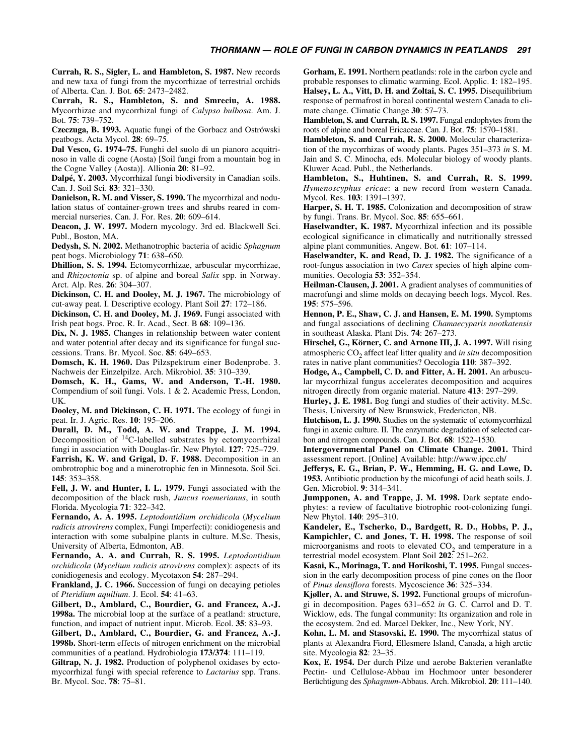**Currah, R. S., Sigler, L. and Hambleton, S. 1987.** New records and new taxa of fungi from the mycorrhizae of terrestrial orchids of Alberta. Can. J. Bot. **65**: 2473–2482.

**Currah, R. S., Hambleton, S. and Smreciu, A. 1988.** Mycorrhizae and mycorrhizal fungi of *Calypso bulbosa*. Am. J. Bot. **75**: 739–752.

**Czeczuga, B. 1993.** Aquatic fungi of the Gorbacz and Ostrówski peatbogs. Acta Mycol. **28**: 69–75.

**Dal Vesco, G. 1974–75.** Funghi del suolo di un pianoro acquitrinoso in valle di cogne (Aosta) [Soil fungi from a mountain bog in the Cogne Valley (Aosta)]. Allionia **20**: 81–92.

**Dalpé, Y. 2003.** Mycorrhizal fungi biodiversity in Canadian soils. Can. J. Soil Sci. **83**: 321–330.

**Danielson, R. M. and Visser, S. 1990.** The mycorrhizal and nodulation status of container-grown trees and shrubs reared in commercial nurseries. Can. J. For. Res. **20**: 609–614.

**Deacon, J. W. 1997.** Modern mycology. 3rd ed. Blackwell Sci. Publ., Boston, MA.

**Dedysh, S. N. 2002.** Methanotrophic bacteria of acidic *Sphagnum* peat bogs. Microbiology **71**: 638–650.

**Dhillion, S. S. 1994.** Ectomycorrhizae, arbuscular mycorrhizae, and *Rhizoctonia* sp. of alpine and boreal *Salix* spp. in Norway. Arct. Alp. Res. **26**: 304–307.

**Dickinson, C. H. and Dooley, M. J. 1967.** The microbiology of cut-away peat. I. Descriptive ecology. Plant Soil **27**: 172–186.

**Dickinson, C. H. and Dooley, M. J. 1969.** Fungi associated with Irish peat bogs. Proc. R. Ir. Acad., Sect. B **68**: 109–136.

**Dix, N. J. 1985.** Changes in relationship between water content and water potential after decay and its significance for fungal successions. Trans. Br. Mycol. Soc. **85**: 649–653.

**Domsch, K. H. 1960.** Das Pilzspektrum einer Bodenprobe. 3. Nachweis der Einzelpilze. Arch. Mikrobiol. **35**: 310–339.

**Domsch, K. H., Gams, W. and Anderson, T.-H. 1980.** Compendium of soil fungi. Vols. 1 & 2. Academic Press, London, UK.

**Dooley, M. and Dickinson, C. H. 1971.** The ecology of fungi in peat. Ir. J. Agric. Res. **10**: 195–206.

**Durall, D. M., Todd, A. W. and Trappe, J. M. 1994.** Decomposition of $^{14}$C-labelled substrates by ectomycorrhizal fungi in association with Douglas-fir. New Phytol. **127**: 725–729.

**Farrish, K. W. and Grigal, D. F. 1988.** Decomposition in an ombrotrophic bog and a minerotrophic fen in Minnesota. Soil Sci. **145**: 353–358.

**Fell, J. W. and Hunter, I. L. 1979.** Fungi associated with the decomposition of the black rush, *Juncus roemerianus*, in south Florida. Mycologia **71**: 322–342.

**Fernando, A. A. 1995.** *Leptodontidium orchidicola* (*Mycelium radicis atrovirens* complex, Fungi Imperfecti): conidiogenesis and interaction with some subalpine plants in culture. M.Sc. Thesis, University of Alberta, Edmonton, AB.

**Fernando, A. A. and Currah, R. S. 1995.** *Leptodontidium orchidicola* (*Mycelium radicis atrovirens* complex): aspects of its conidiogenesis and ecology. Mycotaxon **54**: 287–294.

**Frankland, J. C. 1966.** Succession of fungi on decaying petioles of *Pteridium aquilium*. J. Ecol. **54**: 41–63.

**Gilbert, D., Amblard, C., Bourdier, G. and Francez, A.-J. 1998a.** The microbial loop at the surface of a peatland: structure, function, and impact of nutrient input. Microb. Ecol. **35**: 83–93.

**Gilbert, D., Amblard, C., Bourdier, G. and Francez, A.-J. 1998b.** Short-term effects of nitrogen enrichment on the microbial communities of a peatland. Hydrobiologia **173/374**: 111–119.

**Giltrap, N. J. 1982.** Production of polyphenol oxidases by ectomycorrhizal fungi with special reference to *Lactarius* spp. Trans. Br. Mycol. Soc. **78**: 75–81.

**Gorham, E. 1991.** Northern peatlands: role in the carbon cycle and probable responses to climatic warming. Ecol. Applic. **1**: 182–195.

**Halsey, L. A., Vitt, D. H. and Zoltai, S. C. 1995.** Disequilibrium response of permafrost in boreal continental western Canada to climate change. Climatic Change **30**: 57–73.

**Hambleton, S. and Currah, R. S. 1997.** Fungal endophytes from the roots of alpine and boreal Ericaceae. Can. J. Bot. **75**: 1570–1581.

**Hambleton, S. and Currah, R. S. 2000.** Molecular characterization of the mycorrhizas of woody plants. Pages 351–373 *in* S. M. Jain and S. C. Minocha, eds. Molecular biology of woody plants. Kluwer Acad. Publ., the Netherlands.

**Hambleton, S., Huhtinen, S. and Currah, R. S. 1999.** *Hymenoscyphus ericae*: a new record from western Canada. Mycol. Res. **103**: 1391–1397.

**Harper, S. H. T. 1985.** Colonization and decomposition of straw by fungi. Trans. Br. Mycol. Soc. **85**: 655–661.

**Haselwandter, K. 1987.** Mycorrhizal infection and its possible ecological significance in climatically and nutritionally stressed alpine plant communities. Angew. Bot. **61**: 107–114.

**Haselwandter, K. and Read, D. J. 1982.** The significance of a root-fungus association in two *Carex* species of high alpine communities. Oecologia **53**: 352–354.

**Heilman-Clausen, J. 2001.** A gradient analyses of communities of macrofungi and slime molds on decaying beech logs. Mycol. Res. **195**: 575–596.

**Hennon, P. E., Shaw, C. J. and Hansen, E. M. 1990.** Symptoms and fungal associations of declining *Chamaecyparis nootkatensis* in southeast Alaska. Plant Dis. **74**: 267–273.

**Hirschel, G., Körner, C. and Arnone III, J. A. 1997.** Will rising atmospheric $CO_2$ affect leaf litter quality and *in situ* decomposition rates in native plant communities? Oecologia **110**: 387–392.

**Hodge, A., Campbell, C. D. and Fitter, A. H. 2001.** An arbuscular mycorrhizal fungus accelerates decomposition and acquires nitrogen directly from organic material. Nature **413**: 297–299.

**Hurley, J. E. 1981.** Bog fungi and studies of their activity. M.Sc. Thesis, University of New Brunswick, Fredericton, NB.

**Hutchison, L. J. 1990.** Studies on the systematic of ectomycorrhizal fungi in axenic culture. II. The enzymatic degradation of selected carbon and nitrogen compounds. Can. J. Bot. **68**: 1522–1530.

**Intergovernmental Panel on Climate Change. 2001.** Third assessment report. [Online] Available: http://www.ipcc.ch/

**Jefferys, E. G., Brian, P. W., Hemming, H. G. and Lowe, D. 1953.** Antibiotic production by the micofungi of acid heath soils. J. Gen. Microbiol. **9**: 314–341.

**Jumpponen, A. and Trappe, J. M. 1998.** Dark septate endophytes: a review of facultative biotrophic root-colonizing fungi. New Phytol. **140**: 295–310.

**Kandeler, E., Tscherko, D., Bardgett, R. D., Hobbs, P. J., Kampichler, C. and Jones, T. H. 1998.** The response of soil microorganisms and roots to elevated $CO_2$ and temperature in a terrestrial model ecosystem. Plant Soil **202**: 251–262.

**Kasai, K., Morinaga, T. and Horikoshi, T. 1995.** Fungal succession in the early decomposition process of pine cones on the floor of *Pinus densiflora* forests. Mycoscience **36**: 325–334.

**Kjøller, A. and Struwe, S. 1992.** Functional groups of microfungi in decomposition. Pages 631–652 *in* G. C. Carrol and D. T. Wicklow, eds. The fungal community: Its organization and role in the ecosystem. 2nd ed. Marcel Dekker, Inc., New York, NY.

**Kohn, L. M. and Stasovski, E. 1990.** The mycorrhizal status of plants at Alexandra Fiord, Ellesmere Island, Canada, a high arctic site. Mycologia **82**: 23–35.

**Kox, E. 1954.** Der durch Pilze und aerobe Bakterien veranlaßte Pectin- und Cellulose-Abbau im Hochmoor unter besonderer Berüchtigung des *Sphagnum*-Abbaus. Arch. Mikrobiol. **20**: 111–140.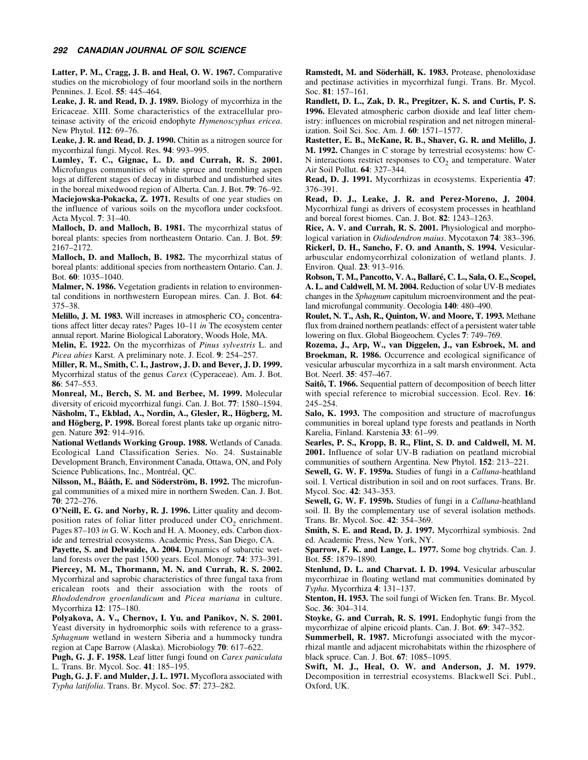**Latter, P. M., Cragg, J. B. and Heal, O. W. 1967.** Comparative studies on the microbiology of four moorland soils in the northern Pennines. J. Ecol. **55**: 445–464.

**Leake, J. R. and Read, D. J. 1989.** Biology of mycorrhiza in the Ericaceae. XIII. Some characteristics of the extracellular proteinase activity of the ericoid endophyte *Hymenoscyphus ericea*. New Phytol. **112**: 69–76.

**Leake, J. R. and Read, D. J. 1990.** Chitin as a nitrogen source for mycorrhizal fungi. Mycol. Res. **94**: 993–995.

**Lumley, T. C., Gignac, L. D. and Currah, R. S. 2001.** Microfungus communities of white spruce and trembling aspen logs at different stages of decay in disturbed and undisturbed sites in the boreal mixedwood region of Alberta. Can. J. Bot. **79**: 76–92.

**Maciejowska-Pokacka, Z. 1971.** Results of one year studies on the influence of various soils on the mycoflora under cocksfoot. Acta Mycol. **7**: 31–40.

**Malloch, D. and Malloch, B. 1981.** The mycorrhizal status of boreal plants: species from northeastern Ontario. Can. J. Bot. **59**: 2167–2172.

**Malloch, D. and Malloch, B. 1982.** The mycorrhizal status of boreal plants: additional species from northeastern Ontario. Can. J. Bot. **60**: 1035–1040.

**Malmer, N. 1986.** Vegetation gradients in relation to environmental conditions in northwestern European mires. Can. J. Bot. **64**: 375–38.

**Melillo, J. M. 1983.** Will increases in atmospheric $CO_2$ concentrations affect litter decay rates? Pages 10–11 *in* The ecosystem center annual report. Marine Biological Laboratory, Woods Hole, MA.

**Melin, E. 1922.** On the mycorrhizas of *Pinus sylvestris* L. and *Picea abies* Karst. A preliminary note. J. Ecol. **9**: 254–257.

**Miller, R. M., Smith, C. I., Jastrow, J. D. and Bever, J. D. 1999.** Mycorrhizal status of the genus *Carex* (Cyperaceae). Am. J. Bot. **86**: 547–553.

**Monreal, M., Berch, S. M. and Berbee, M. 1999.** Molecular diversity of ericoid mycorrhizal fungi. Can. J. Bot. **77**: 1580–1594.

**Näsholm, T., Ekblad, A., Nordin, A., Glesler, R., Högberg, M. and Högberg, P. 1998.** Boreal forest plants take up organic nitrogen. Nature **392**: 914–916.

**National Wetlands Working Group. 1988.** Wetlands of Canada. Ecological Land Classification Series. No. 24. Sustainable Development Branch, Environment Canada, Ottawa, ON, and Poly Science Publications, Inc., Montréal, QC.

**Nilsson, M., Bååth, E. and Söderström, B. 1992.** The microfungal communities of a mixed mire in northern Sweden. Can. J. Bot. **70**: 272–276.

**O'Neill, E. G. and Norby, R. J. 1996.** Litter quality and decomposition rates of foliar litter produced under $CO_2$ enrichment. Pages 87–103 *in* G. W. Koch and H. A. Mooney, eds. Carbon dioxide and terrestrial ecosystems. Academic Press, San Diego, CA.

**Payette, S. and Delwaide, A. 2004.** Dynamics of subarctic wetland forests over the past 1500 years. Ecol. Monogr. **74**: 373–391.

**Piercey, M. M., Thormann, M. N. and Currah, R. S. 2002.** Mycorrhizal and saprobic characteristics of three fungal taxa from ericalean roots and their association with the roots of *Rhododendron groenlandicum* and *Picea mariana* in culture. Mycorrhiza **12**: 175–180.

**Polyakova, A. V., Chernov, I. Yu. and Panikov, N. S. 2001.** Yeast diversity in hydromorphic soils with reference to a grass-*Sphagnum* wetland in western Siberia and a hummocky tundra region at Cape Barrow (Alaska). Microbiology **70**: 617–622.

**Pugh, G. J. F. 1958.** Leaf litter fungi found on *Carex paniculata* L. Trans. Br. Mycol. Soc. **41**: 185–195.

**Pugh, G. J. F. and Mulder, J. L. 1971.** Mycoflora associated with *Typha latifolia*. Trans. Br. Mycol. Soc. **57**: 273–282.

**Ramstedt, M. and Söderhäll, K. 1983.** Protease, phenoloxidase and pectinase activities in mycorrhizal fungi. Trans. Br. Mycol. Soc. **81**: 157–161.

**Randlett, D. L., Zak, D. R., Pregitzer, K. S. and Curtis, P. S. 1996.** Elevated atmospheric carbon dioxide and leaf litter chemistry: influences on microbial respiration and net nitrogen mineralization. Soil Sci. Soc. Am. J. **60**: 1571–1577.

**Rastetter, E. B., McKane, R. B., Shaver, G. R. and Melillo, J. M. 1992.** Changes in C storage by terrestrial ecosystems: how C-N interactions restrict responses to $CO_2$ and temperature. Water Air Soil Pollut. **64**: 327–344.

**Read, D. J. 1991.** Mycorrhizas in ecosystems. Experientia **47**: 376–391.

**Read, D. J., Leake, J. R. and Perez-Moreno, J. 2004**. Mycorrhizal fungi as drivers of ecosystem processes in heathland and boreal forest biomes. Can. J. Bot. **82**: 1243–1263.

**Rice, A. V. and Currah, R. S. 2001.** Physiological and morphological variation in *Oidiodendron maius*. Mycotaxon **74**: 383–396.

**Rickerl, D. H., Sancho, F. O. and Ananth, S. 1994.** Vesicular-arbuscular endomycorrhizal colonization of wetland plants. J. Environ. Qual. **23**: 913–916.

**Robson, T. M., Pancotto, V. A., Ballaré, C. L., Sala, O. E., Scopel, A. L. and Caldwell, M. M. 2004.** Reduction of solar UV-B mediates changes in the *Sphagnum* capitulum microenvironment and the peatland microfungal community. Oecologia **140**: 480–490.

**Roulet, N. T., Ash, R., Quinton, W. and Moore, T. 1993.** Methane flux from drained northern peatlands: effect of a persistent water table lowering on flux. Global Biogeochem. Cycles **7**: 749–769.

**Rozema, J., Arp, W., van Diggelen, J., van Esbroek, M. and Broekman, R. 1986.** Occurrence and ecological significance of vesicular arbuscular mycorrhiza in a salt marsh environment. Acta Bot. Neerl. **35**: 457–467.

**Saitô, T. 1966.** Sequential pattern of decomposition of beech litter with special reference to microbial succession. Ecol. Rev. **16**: 245–254.

**Salo, K. 1993.** The composition and structure of macrofungus communities in boreal upland type forests and peatlands in North Karelia, Finland. Karstenia **33**: 61–99.

**Searles, P. S., Kropp, B. R., Flint, S. D. and Caldwell, M. M. 2001.** Influence of solar UV-B radiation on peatland microbial communities of southern Argentina. New Phytol. **152**: 213–221.

**Sewell, G. W. F. 1959a.** Studies of fungi in a *Calluna*-heathland soil. I. Vertical distribution in soil and on root surfaces. Trans. Br. Mycol. Soc. **42**: 343–353.

**Sewell, G. W. F. 1959b.** Studies of fungi in a *Calluna*-heathland soil. II. By the complementary use of several isolation methods. Trans. Br. Mycol. Soc. **42**: 354–369.

**Smith, S. E. and Read, D. J. 1997.** Mycorrhizal symbiosis. 2nd ed. Academic Press, New York, NY.

**Sparrow, F. K. and Lange, L. 1977.** Some bog chytrids. Can. J. Bot. **55**: 1879–1890.

**Stenlund, D. L. and Charvat. I. D. 1994.** Vesicular arbuscular mycorrhizae in floating wetland mat communities dominated by *Typha*. Mycorrhiza **4**: 131–137.

**Stenton, H. 1953.** The soil fungi of Wicken fen. Trans. Br. Mycol. Soc. **36**: 304–314.

**Stoyke, G. and Currah, R. S. 1991.** Endophytic fungi from the mycorrhizae of alpine ericoid plants. Can. J. Bot. **69**: 347–352.

**Summerbell, R. 1987.** Microfungi associated with the mycorrhizal mantle and adjacent microhabitats within the rhizosphere of black spruce. Can. J. Bot. **67**: 1085–1095.

**Swift, M. J., Heal, O. W. and Anderson, J. M. 1979.** Decomposition in terrestrial ecosystems. Blackwell Sci. Publ., Oxford, UK.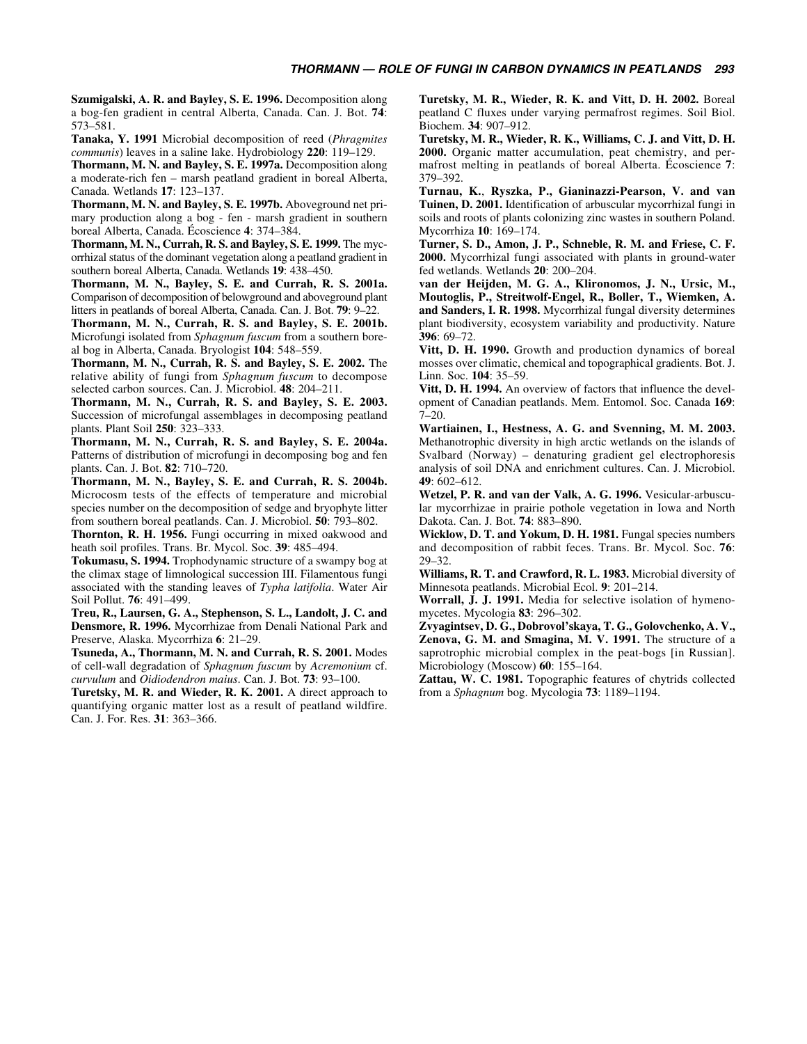**Szumigalski, A. R. and Bayley, S. E. 1996.** Decomposition along a bog-fen gradient in central Alberta, Canada. Can. J. Bot. **74**: 573–581.

**Tanaka, Y. 1991** Microbial decomposition of reed (*Phragmites communis*) leaves in a saline lake. Hydrobiology **220**: 119–129.

**Thormann, M. N. and Bayley, S. E. 1997a.** Decomposition along a moderate-rich fen – marsh peatland gradient in boreal Alberta, Canada. Wetlands **17**: 123–137.

**Thormann, M. N. and Bayley, S. E. 1997b.** Aboveground net primary production along a bog - fen - marsh gradient in southern boreal Alberta, Canada. Écoscience **4**: 374–384.

**Thormann, M. N., Currah, R. S. and Bayley, S. E. 1999.** The mycorrhizal status of the dominant vegetation along a peatland gradient in southern boreal Alberta, Canada. Wetlands **19**: 438–450.

**Thormann, M. N., Bayley, S. E. and Currah, R. S. 2001a.** Comparison of decomposition of belowground and aboveground plant litters in peatlands of boreal Alberta, Canada. Can. J. Bot. **79**: 9–22.

**Thormann, M. N., Currah, R. S. and Bayley, S. E. 2001b.** Microfungi isolated from *Sphagnum fuscum* from a southern boreal bog in Alberta, Canada. Bryologist **104**: 548–559.

**Thormann, M. N., Currah, R. S. and Bayley, S. E. 2002.** The relative ability of fungi from *Sphagnum fuscum* to decompose selected carbon sources. Can. J. Microbiol. **48**: 204–211.

**Thormann, M. N., Currah, R. S. and Bayley, S. E. 2003.** Succession of microfungal assemblages in decomposing peatland plants. Plant Soil **250**: 323–333.

**Thormann, M. N., Currah, R. S. and Bayley, S. E. 2004a.** Patterns of distribution of microfungi in decomposing bog and fen plants. Can. J. Bot. **82**: 710–720.

**Thormann, M. N., Bayley, S. E. and Currah, R. S. 2004b.** Microcosm tests of the effects of temperature and microbial species number on the decomposition of sedge and bryophyte litter from southern boreal peatlands. Can. J. Microbiol. **50**: 793–802.

**Thornton, R. H. 1956.** Fungi occurring in mixed oakwood and heath soil profiles. Trans. Br. Mycol. Soc. **39**: 485–494.

**Tokumasu, S. 1994.** Trophodynamic structure of a swampy bog at the climax stage of limnological succession III. Filamentous fungi associated with the standing leaves of *Typha latifolia*. Water Air Soil Pollut. **76**: 491–499.

**Treu, R., Laursen, G. A., Stephenson, S. L., Landolt, J. C. and Densmore, R. 1996.** Mycorrhizae from Denali National Park and Preserve, Alaska. Mycorrhiza **6**: 21–29.

**Tsuneda, A., Thormann, M. N. and Currah, R. S. 2001.** Modes of cell-wall degradation of *Sphagnum fuscum* by *Acremonium* cf. *curvulum* and *Oidiodendron maius*. Can. J. Bot. **73**: 93–100.

**Turetsky, M. R. and Wieder, R. K. 2001.** A direct approach to quantifying organic matter lost as a result of peatland wildfire. Can. J. For. Res. **31**: 363–366.

**Turetsky, M. R., Wieder, R. K. and Vitt, D. H. 2002.** Boreal peatland C fluxes under varying permafrost regimes. Soil Biol. Biochem. **34**: 907–912.

**Turetsky, M. R., Wieder, R. K., Williams, C. J. and Vitt, D. H. 2000.** Organic matter accumulation, peat chemistry, and permafrost melting in peatlands of boreal Alberta. Écoscience **7**: 379–392.

**Turnau, K., Ryszka, P., Gianinazzi-Pearson, V. and van Tuinen, D. 2001.** Identification of arbuscular mycorrhizal fungi in soils and roots of plants colonizing zinc wastes in southern Poland. Mycorrhiza **10**: 169–174.

**Turner, S. D., Amon, J. P., Schneble, R. M. and Friese, C. F. 2000.** Mycorrhizal fungi associated with plants in ground-water fed wetlands. Wetlands **20**: 200–204.

**van der Heijden, M. G. A., Klironomos, J. N., Ursic, M., Moutoglis, P., Streitwolf-Engel, R., Boller, T., Wiemken, A. and Sanders, I. R. 1998.** Mycorrhizal fungal diversity determines plant biodiversity, ecosystem variability and productivity. Nature **396**: 69–72.

**Vitt, D. H. 1990.** Growth and production dynamics of boreal mosses over climatic, chemical and topographical gradients. Bot. J. Linn. Soc. **104**: 35–59.

**Vitt, D. H. 1994.** An overview of factors that influence the development of Canadian peatlands. Mem. Entomol. Soc. Canada **169**: 7–20.

**Wartiainen, I., Hestness, A. G. and Svenning, M. M. 2003.** Methanotrophic diversity in high arctic wetlands on the islands of Svalbard (Norway) – denaturing gradient gel electrophoresis analysis of soil DNA and enrichment cultures. Can. J. Microbiol. **49**: 602–612.

**Wetzel, P. R. and van der Valk, A. G. 1996.** Vesicular-arbuscular mycorrhizae in prairie pothole vegetation in Iowa and North Dakota. Can. J. Bot. **74**: 883–890.

**Wicklow, D. T. and Yokum, D. H. 1981.** Fungal species numbers and decomposition of rabbit feces. Trans. Br. Mycol. Soc. **76**: 29–32.

**Williams, R. T. and Crawford, R. L. 1983.** Microbial diversity of Minnesota peatlands. Microbial Ecol. **9**: 201–214.

**Worrall, J. J. 1991.** Media for selective isolation of hymenomycetes. Mycologia **83**: 296–302.

**Zvyagintsev, D. G., Dobrovol'skaya, T. G., Golovchenko, A. V., Zenova, G. M. and Smagina, M. V. 1991.** The structure of a saprotrophic microbial complex in the peat-bogs [in Russian]. Microbiology (Moscow) **60**: 155–164.

**Zattau, W. C. 1981.** Topographic features of chytrids collected from a *Sphagnum* bog. Mycologia **73**: 1189–1194.